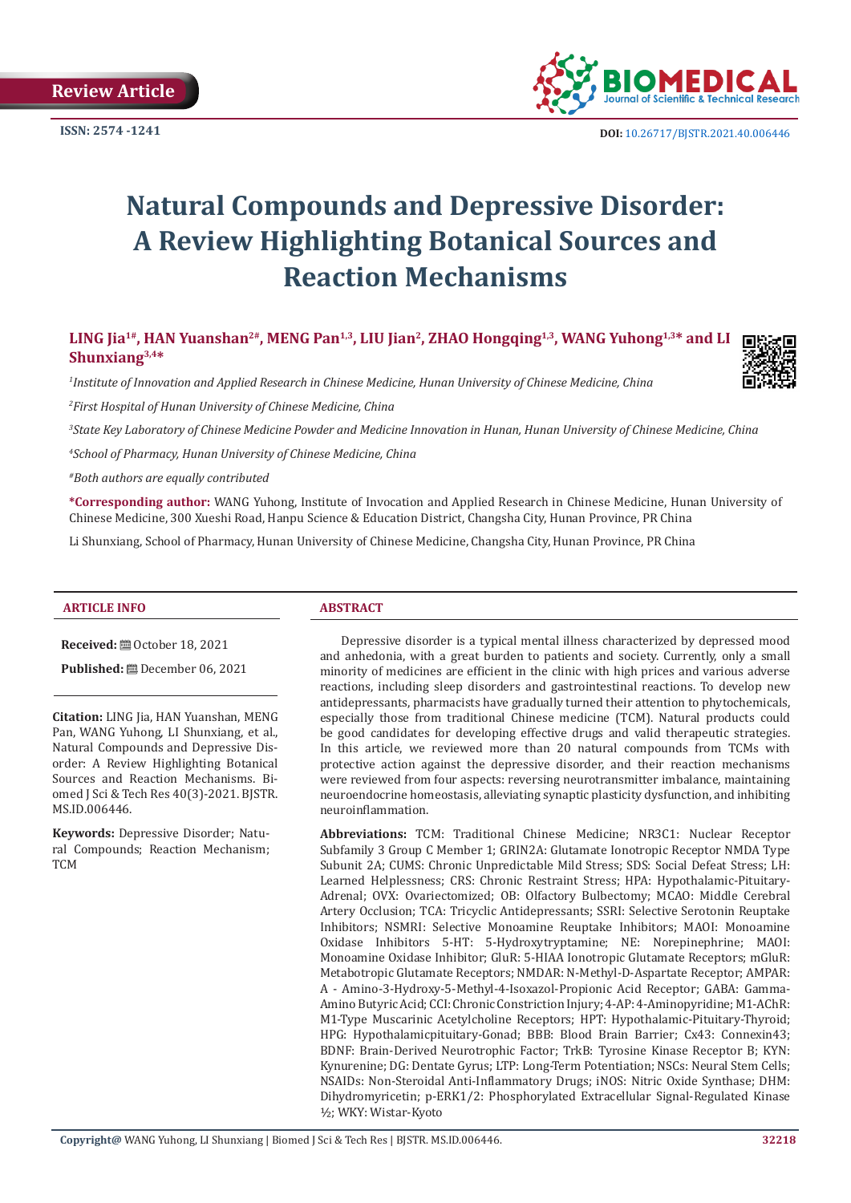Review Article

ISSN: 2574 -1241

DOI: 10.26717/BJSTR.2021.40.006446

# Natural Compounds and Depressive Disorder: A Review Highlighting Botanical Sources and Reaction Mechanisms

**LING Jia[1#], HAN Yuanshan[2#], MENG Pan[1,3], LIU Jian[2], ZHAO Hongqing[1,3], WANG Yuhong[1,3*] and LI Shunxiang[3,4*]**

*[1]Institute of Innovation and Applied Research in Chinese Medicine, Hunan University of Chinese Medicine, China*

*[2]First Hospital of Hunan University of Chinese Medicine, China*

*[3]State Key Laboratory of Chinese Medicine Powder and Medicine Innovation in Hunan, Hunan University of Chinese Medicine, China*

*[4]School of Pharmacy, Hunan University of Chinese Medicine, China*

*[#]Both authors are equally contributed*

**\*Corresponding author:** WANG Yuhong, Institute of Invocation and Applied Research in Chinese Medicine, Hunan University of Chinese Medicine, 300 Xueshi Road, Hanpu Science & Education District, Changsha City, Hunan Province, PR China

Li Shunxiang, School of Pharmacy, Hunan University of Chinese Medicine, Changsha City, Hunan Province, PR China

## ARTICLE INFO

**Received:** October 18, 2021

**Published:** December 06, 2021

**Citation:** LING Jia, HAN Yuanshan, MENG Pan, WANG Yuhong, LI Shunxiang, et al., Natural Compounds and Depressive Disorder: A Review Highlighting Botanical Sources and Reaction Mechanisms. Biomed J Sci & Tech Res 40(3)-2021. BJSTR. MS.ID.006446.

**Keywords:** Depressive Disorder; Natural Compounds; Reaction Mechanism; TCM

## ABSTRACT

Depressive disorder is a typical mental illness characterized by depressed mood and anhedonia, with a great burden to patients and society. Currently, only a small minority of medicines are efficient in the clinic with high prices and various adverse reactions, including sleep disorders and gastrointestinal reactions. To develop new antidepressants, pharmacists have gradually turned their attention to phytochemicals, especially those from traditional Chinese medicine (TCM). Natural products could be good candidates for developing effective drugs and valid therapeutic strategies. In this article, we reviewed more than 20 natural compounds from TCMs with protective action against the depressive disorder, and their reaction mechanisms were reviewed from four aspects: reversing neurotransmitter imbalance, maintaining neuroendocrine homeostasis, alleviating synaptic plasticity dysfunction, and inhibiting neuroinflammation.

**Abbreviations:** TCM: Traditional Chinese Medicine; NR3C1: Nuclear Receptor Subfamily 3 Group C Member 1; GRIN2A: Glutamate Ionotropic Receptor NMDA Type Subunit 2A; CUMS: Chronic Unpredictable Mild Stress; SDS: Social Defeat Stress; LH: Learned Helplessness; CRS: Chronic Restraint Stress; HPA: Hypothalamic-Pituitary-Adrenal; OVX: Ovariectomized; OB: Olfactory Bulbectomy; MCAO: Middle Cerebral Artery Occlusion; TCA: Tricyclic Antidepressants; SSRI: Selective Serotonin Reuptake Inhibitors; NSMRI: Selective Monoamine Reuptake Inhibitors; MAOI: Monoamine Oxidase Inhibitors 5-HT: 5-Hydroxytryptamine; NE: Norepinephrine; MAOI: Monoamine Oxidase Inhibitor; GluR: 5-HIAA Ionotropic Glutamate Receptors; mGluR: Metabotropic Glutamate Receptors; NMDAR: N-Methyl-D-Aspartate Receptor; AMPAR: A - Amino-3-Hydroxy-5-Methyl-4-Isoxazol-Propionic Acid Receptor; GABA: Gamma-Amino Butyric Acid; CCI: Chronic Constriction Injury; 4-AP: 4-Aminopyridine; M1-AChR: M1-Type Muscarinic Acetylcholine Receptors; HPT: Hypothalamic-Pituitary-Thyroid; HPG: Hypothalamicpituitary-Gonad; BBB: Blood Brain Barrier; Cx43: Connexin43; BDNF: Brain-Derived Neurotrophic Factor; TrkB: Tyrosine Kinase Receptor B; KYN: Kynurenine; DG: Dentate Gyrus; LTP: Long-Term Potentiation; NSCs: Neural Stem Cells; NSAIDs: Non-Steroidal Anti-Inflammatory Drugs; iNOS: Nitric Oxide Synthase; DHM: Dihydromyricetin; p-ERK1/2: Phosphorylated Extracellular Signal-Regulated Kinase ½; WKY: Wistar-Kyoto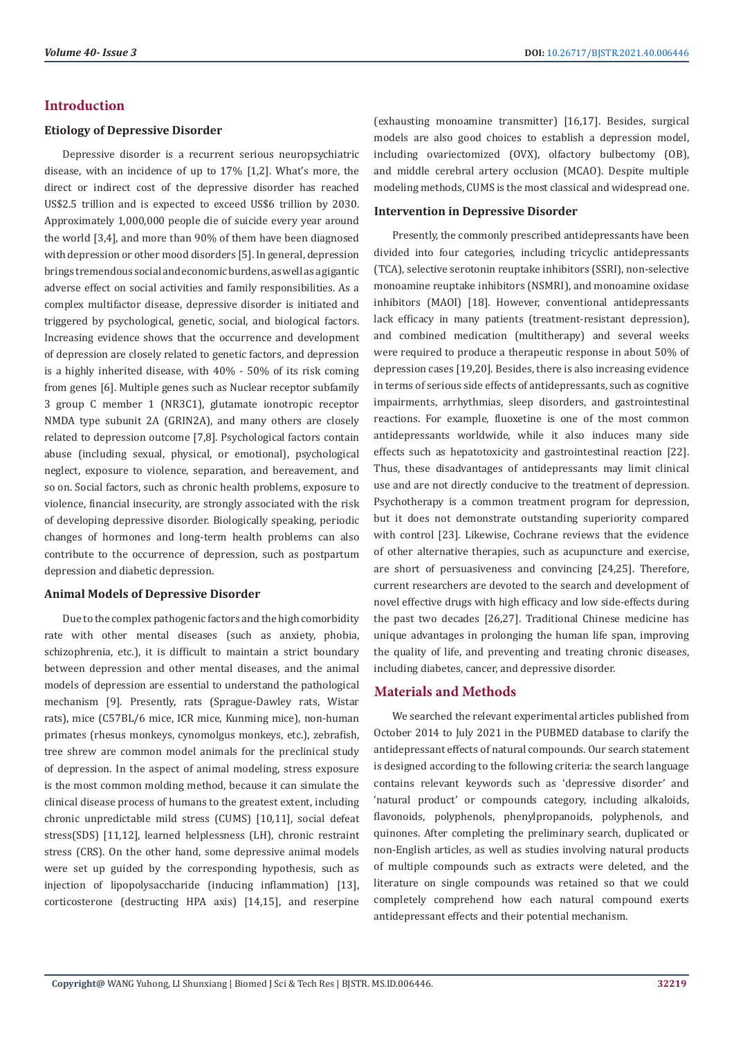## Introduction

### Etiology of Depressive Disorder

Depressive disorder is a recurrent serious neuropsychiatric disease, with an incidence of up to 17% [1,2]. What's more, the direct or indirect cost of the depressive disorder has reached US$2.5 trillion and is expected to exceed US$6 trillion by 2030. Approximately 1,000,000 people die of suicide every year around the world [3,4], and more than 90% of them have been diagnosed with depression or other mood disorders [5]. In general, depression brings tremendous social and economic burdens, as well as a gigantic adverse effect on social activities and family responsibilities. As a complex multifactor disease, depressive disorder is initiated and triggered by psychological, genetic, social, and biological factors. Increasing evidence shows that the occurrence and development of depression are closely related to genetic factors, and depression is a highly inherited disease, with 40% - 50% of its risk coming from genes [6]. Multiple genes such as Nuclear receptor subfamily 3 group C member 1 (NR3C1), glutamate ionotropic receptor NMDA type subunit 2A (GRIN2A), and many others are closely related to depression outcome [7,8]. Psychological factors contain abuse (including sexual, physical, or emotional), psychological neglect, exposure to violence, separation, and bereavement, and so on. Social factors, such as chronic health problems, exposure to violence, financial insecurity, are strongly associated with the risk of developing depressive disorder. Biologically speaking, periodic changes of hormones and long-term health problems can also contribute to the occurrence of depression, such as postpartum depression and diabetic depression.

### Animal Models of Depressive Disorder

Due to the complex pathogenic factors and the high comorbidity rate with other mental diseases (such as anxiety, phobia, schizophrenia, etc.), it is difficult to maintain a strict boundary between depression and other mental diseases, and the animal models of depression are essential to understand the pathological mechanism [9]. Presently, rats (Sprague-Dawley rats, Wistar rats), mice (C57BL/6 mice, ICR mice, Kunming mice), non-human primates (rhesus monkeys, cynomolgus monkeys, etc.), zebrafish, tree shrew are common model animals for the preclinical study of depression. In the aspect of animal modeling, stress exposure is the most common molding method, because it can simulate the clinical disease process of humans to the greatest extent, including chronic unpredictable mild stress (CUMS) [10,11], social defeat stress(SDS) [11,12], learned helplessness (LH), chronic restraint stress (CRS). On the other hand, some depressive animal models were set up guided by the corresponding hypothesis, such as injection of lipopolysaccharide (inducing inflammation) [13], corticosterone (destructing HPA axis) [14,15], and reserpine (exhausting monoamine transmitter) [16,17]. Besides, surgical models are also good choices to establish a depression model, including ovariectomized (OVX), olfactory bulbectomy (OB), and middle cerebral artery occlusion (MCAO). Despite multiple modeling methods, CUMS is the most classical and widespread one.

### Intervention in Depressive Disorder

Presently, the commonly prescribed antidepressants have been divided into four categories, including tricyclic antidepressants (TCA), selective serotonin reuptake inhibitors (SSRI), non-selective monoamine reuptake inhibitors (NSMRI), and monoamine oxidase inhibitors (MAOI) [18]. However, conventional antidepressants lack efficacy in many patients (treatment-resistant depression), and combined medication (multitherapy) and several weeks were required to produce a therapeutic response in about 50% of depression cases [19,20]. Besides, there is also increasing evidence in terms of serious side effects of antidepressants, such as cognitive impairments, arrhythmias, sleep disorders, and gastrointestinal reactions. For example, fluoxetine is one of the most common antidepressants worldwide, while it also induces many side effects such as hepatotoxicity and gastrointestinal reaction [22]. Thus, these disadvantages of antidepressants may limit clinical use and are not directly conducive to the treatment of depression. Psychotherapy is a common treatment program for depression, but it does not demonstrate outstanding superiority compared with control [23]. Likewise, Cochrane reviews that the evidence of other alternative therapies, such as acupuncture and exercise, are short of persuasiveness and convincing [24,25]. Therefore, current researchers are devoted to the search and development of novel effective drugs with high efficacy and low side-effects during the past two decades [26,27]. Traditional Chinese medicine has unique advantages in prolonging the human life span, improving the quality of life, and preventing and treating chronic diseases, including diabetes, cancer, and depressive disorder.

## Materials and Methods

We searched the relevant experimental articles published from October 2014 to July 2021 in the PUBMED database to clarify the antidepressant effects of natural compounds. Our search statement is designed according to the following criteria: the search language contains relevant keywords such as 'depressive disorder' and 'natural product' or compounds category, including alkaloids, flavonoids, polyphenols, phenylpropanoids, polyphenols, and quinones. After completing the preliminary search, duplicated or non-English articles, as well as studies involving natural products of multiple compounds such as extracts were deleted, and the literature on single compounds was retained so that we could completely comprehend how each natural compound exerts antidepressant effects and their potential mechanism.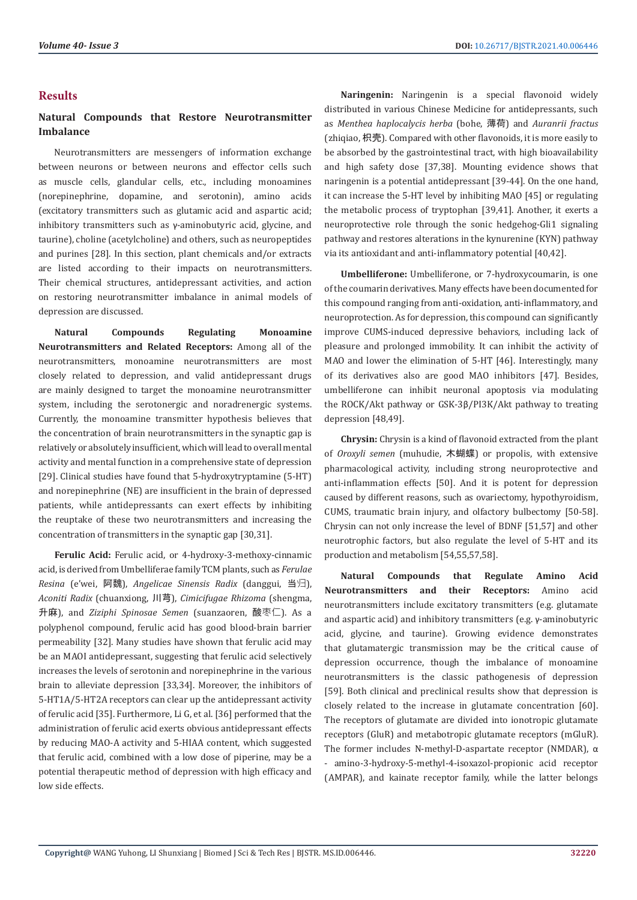# Results

## Natural Compounds that Restore Neurotransmitter Imbalance

Neurotransmitters are messengers of information exchange between neurons or between neurons and effector cells such as muscle cells, glandular cells, etc., including monoamines (norepinephrine, dopamine, and serotonin), amino acids (excitatory transmitters such as glutamic acid and aspartic acid; inhibitory transmitters such as γ-aminobutyric acid, glycine, and taurine), choline (acetylcholine) and others, such as neuropeptides and purines [28]. In this section, plant chemicals and/or extracts are listed according to their impacts on neurotransmitters. Their chemical structures, antidepressant activities, and action on restoring neurotransmitter imbalance in animal models of depression are discussed.

**Natural Compounds Regulating Monoamine Neurotransmitters and Related Receptors:** Among all of the neurotransmitters, monoamine neurotransmitters are most closely related to depression, and valid antidepressant drugs are mainly designed to target the monoamine neurotransmitter system, including the serotonergic and noradrenergic systems. Currently, the monoamine transmitter hypothesis believes that the concentration of brain neurotransmitters in the synaptic gap is relatively or absolutely insufficient, which will lead to overall mental activity and mental function in a comprehensive state of depression [29]. Clinical studies have found that 5-hydroxytryptamine (5-HT) and norepinephrine (NE) are insufficient in the brain of depressed patients, while antidepressants can exert effects by inhibiting the reuptake of these two neurotransmitters and increasing the concentration of transmitters in the synaptic gap [30,31].

**Ferulic Acid:** Ferulic acid, or 4-hydroxy-3-methoxy-cinnamic acid, is derived from Umbelliferae family TCM plants, such as *Ferulae Resina* (e'wei, 阿魏), *Angelicae Sinensis Radix* (danggui, 当归), *Aconiti Radix* (chuanxiong, 川芎), *Cimicifugae Rhizoma* (shengma, 升麻), and *Ziziphi Spinosae Semen* (suanzaoren, 酸枣仁). As a polyphenol compound, ferulic acid has good blood-brain barrier permeability [32]. Many studies have shown that ferulic acid may be an MAOI antidepressant, suggesting that ferulic acid selectively increases the levels of serotonin and norepinephrine in the various brain to alleviate depression [33,34]. Moreover, the inhibitors of 5-HT1A/5-HT2A receptors can clear up the antidepressant activity of ferulic acid [35]. Furthermore, Li G, et al. [36] performed that the administration of ferulic acid exerts obvious antidepressant effects by reducing MAO-A activity and 5-HIAA content, which suggested that ferulic acid, combined with a low dose of piperine, may be a potential therapeutic method of depression with high efficacy and low side effects.

**Naringenin:** Naringenin is a special flavonoid widely distributed in various Chinese Medicine for antidepressants, such as *Menthea haplocalycis herba* (bohe, 薄荷) and *Auranrii fractus* (zhiqiao, 枳壳). Compared with other flavonoids, it is more easily to be absorbed by the gastrointestinal tract, with high bioavailability and high safety dose [37,38]. Mounting evidence shows that naringenin is a potential antidepressant [39-44]. On the one hand, it can increase the 5-HT level by inhibiting MAO [45] or regulating the metabolic process of tryptophan [39,41]. Another, it exerts a neuroprotective role through the sonic hedgehog-Gli1 signaling pathway and restores alterations in the kynurenine (KYN) pathway via its antioxidant and anti-inflammatory potential [40,42].

**Umbelliferone:** Umbelliferone, or 7-hydroxycoumarin, is one of the coumarin derivatives. Many effects have been documented for this compound ranging from anti-oxidation, anti-inflammatory, and neuroprotection. As for depression, this compound can significantly improve CUMS-induced depressive behaviors, including lack of pleasure and prolonged immobility. It can inhibit the activity of MAO and lower the elimination of 5-HT [46]. Interestingly, many of its derivatives also are good MAO inhibitors [47]. Besides, umbelliferone can inhibit neuronal apoptosis via modulating the ROCK/Akt pathway or GSK-3β/PI3K/Akt pathway to treating depression [48,49].

**Chrysin:** Chrysin is a kind of flavonoid extracted from the plant of *Oroxyli semen* (muhudie, 木蝴蝶) or propolis, with extensive pharmacological activity, including strong neuroprotective and anti-inflammation effects [50]. And it is potent for depression caused by different reasons, such as ovariectomy, hypothyroidism, CUMS, traumatic brain injury, and olfactory bulbectomy [50-58]. Chrysin can not only increase the level of BDNF [51,57] and other neurotrophic factors, but also regulate the level of 5-HT and its production and metabolism [54,55,57,58].

**Natural Compounds that Regulate Amino Acid Neurotransmitters and their Receptors:** Amino acid neurotransmitters include excitatory transmitters (e.g. glutamate and aspartic acid) and inhibitory transmitters (e.g. γ-aminobutyric acid, glycine, and taurine). Growing evidence demonstrates that glutamatergic transmission may be the critical cause of depression occurrence, though the imbalance of monoamine neurotransmitters is the classic pathogenesis of depression [59]. Both clinical and preclinical results show that depression is closely related to the increase in glutamate concentration [60]. The receptors of glutamate are divided into ionotropic glutamate receptors (GluR) and metabotropic glutamate receptors (mGluR). The former includes N-methyl-D-aspartate receptor (NMDAR), α - amino-3-hydroxy-5-methyl-4-isoxazol-propionic acid receptor (AMPAR), and kainate receptor family, while the latter belongs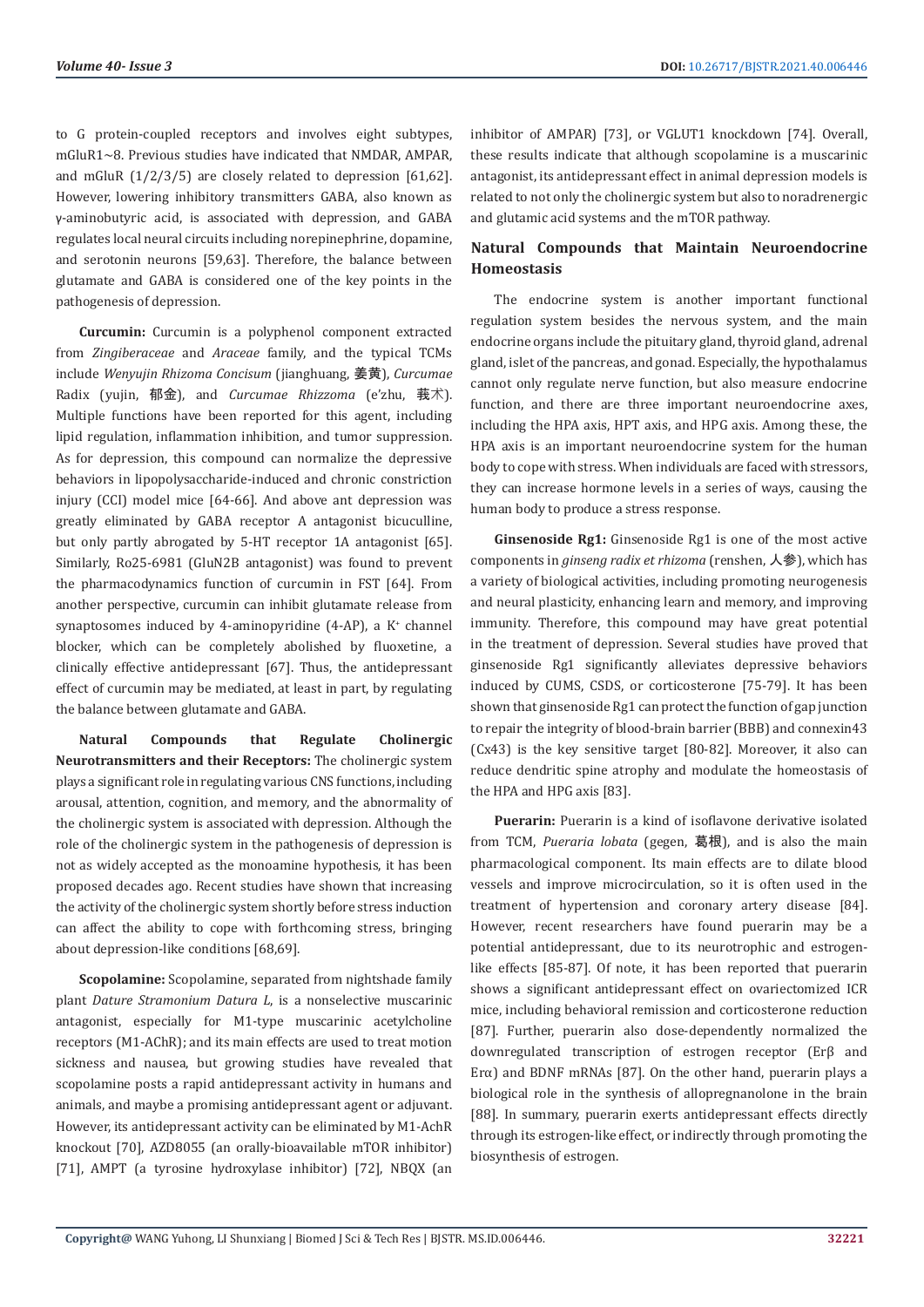to G protein-coupled receptors and involves eight subtypes, mGluR1~8. Previous studies have indicated that NMDAR, AMPAR, and mGluR (1/2/3/5) are closely related to depression [61,62]. However, lowering inhibitory transmitters GABA, also known as γ-aminobutyric acid, is associated with depression, and GABA regulates local neural circuits including norepinephrine, dopamine, and serotonin neurons [59,63]. Therefore, the balance between glutamate and GABA is considered one of the key points in the pathogenesis of depression.

**Curcumin:** Curcumin is a polyphenol component extracted from *Zingiberaceae* and *Araceae* family, and the typical TCMs include *Wenyujin Rhizoma Concisum* (jianghuang, 姜黄), *Curcumae* Radix (yujin, 郁金), and *Curcumae Rhizzoma* (e'zhu, 莪术). Multiple functions have been reported for this agent, including lipid regulation, inflammation inhibition, and tumor suppression. As for depression, this compound can normalize the depressive behaviors in lipopolysaccharide-induced and chronic constriction injury (CCI) model mice [64-66]. And above ant depression was greatly eliminated by GABA receptor A antagonist bicuculline, but only partly abrogated by 5-HT receptor 1A antagonist [65]. Similarly, Ro25-6981 (GluN2B antagonist) was found to prevent the pharmacodynamics function of curcumin in FST [64]. From another perspective, curcumin can inhibit glutamate release from synaptosomes induced by 4-aminopyridine (4-AP), a $K^+$ channel blocker, which can be completely abolished by fluoxetine, a clinically effective antidepressant [67]. Thus, the antidepressant effect of curcumin may be mediated, at least in part, by regulating the balance between glutamate and GABA.

**Natural Compounds that Regulate Cholinergic Neurotransmitters and their Receptors:** The cholinergic system plays a significant role in regulating various CNS functions, including arousal, attention, cognition, and memory, and the abnormality of the cholinergic system is associated with depression. Although the role of the cholinergic system in the pathogenesis of depression is not as widely accepted as the monoamine hypothesis, it has been proposed decades ago. Recent studies have shown that increasing the activity of the cholinergic system shortly before stress induction can affect the ability to cope with forthcoming stress, bringing about depression-like conditions [68,69].

**Scopolamine:** Scopolamine, separated from nightshade family plant *Dature Stramonium Datura L*, is a nonselective muscarinic antagonist, especially for M1-type muscarinic acetylcholine receptors (M1-AChR); and its main effects are used to treat motion sickness and nausea, but growing studies have revealed that scopolamine posts a rapid antidepressant activity in humans and animals, and maybe a promising antidepressant agent or adjuvant. However, its antidepressant activity can be eliminated by M1-AchR knockout [70], AZD8055 (an orally-bioavailable mTOR inhibitor) [71], AMPT (a tyrosine hydroxylase inhibitor) [72], NBQX (an inhibitor of AMPAR) [73], or VGLUT1 knockdown [74]. Overall, these results indicate that although scopolamine is a muscarinic antagonist, its antidepressant effect in animal depression models is related to not only the cholinergic system but also to noradrenergic and glutamic acid systems and the mTOR pathway.

### Natural Compounds that Maintain Neuroendocrine Homeostasis

The endocrine system is another important functional regulation system besides the nervous system, and the main endocrine organs include the pituitary gland, thyroid gland, adrenal gland, islet of the pancreas, and gonad. Especially, the hypothalamus cannot only regulate nerve function, but also measure endocrine function, and there are three important neuroendocrine axes, including the HPA axis, HPT axis, and HPG axis. Among these, the HPA axis is an important neuroendocrine system for the human body to cope with stress. When individuals are faced with stressors, they can increase hormone levels in a series of ways, causing the human body to produce a stress response.

**Ginsenoside Rg1:** Ginsenoside Rg1 is one of the most active components in *ginseng radix et rhizoma* (renshen, 人参), which has a variety of biological activities, including promoting neurogenesis and neural plasticity, enhancing learn and memory, and improving immunity. Therefore, this compound may have great potential in the treatment of depression. Several studies have proved that ginsenoside Rg1 significantly alleviates depressive behaviors induced by CUMS, CSDS, or corticosterone [75-79]. It has been shown that ginsenoside Rg1 can protect the function of gap junction to repair the integrity of blood-brain barrier (BBB) and connexin43 (Cx43) is the key sensitive target [80-82]. Moreover, it also can reduce dendritic spine atrophy and modulate the homeostasis of the HPA and HPG axis [83].

**Puerarin:** Puerarin is a kind of isoflavone derivative isolated from TCM, *Pueraria lobata* (gegen, 葛根), and is also the main pharmacological component. Its main effects are to dilate blood vessels and improve microcirculation, so it is often used in the treatment of hypertension and coronary artery disease [84]. However, recent researchers have found puerarin may be a potential antidepressant, due to its neurotrophic and estrogen-like effects [85-87]. Of note, it has been reported that puerarin shows a significant antidepressant effect on ovariectomized ICR mice, including behavioral remission and corticosterone reduction [87]. Further, puerarin also dose-dependently normalized the downregulated transcription of estrogen receptor (Erβ and Erα) and BDNF mRNAs [87]. On the other hand, puerarin plays a biological role in the synthesis of allopregnanolone in the brain [88]. In summary, puerarin exerts antidepressant effects directly through its estrogen-like effect, or indirectly through promoting the biosynthesis of estrogen.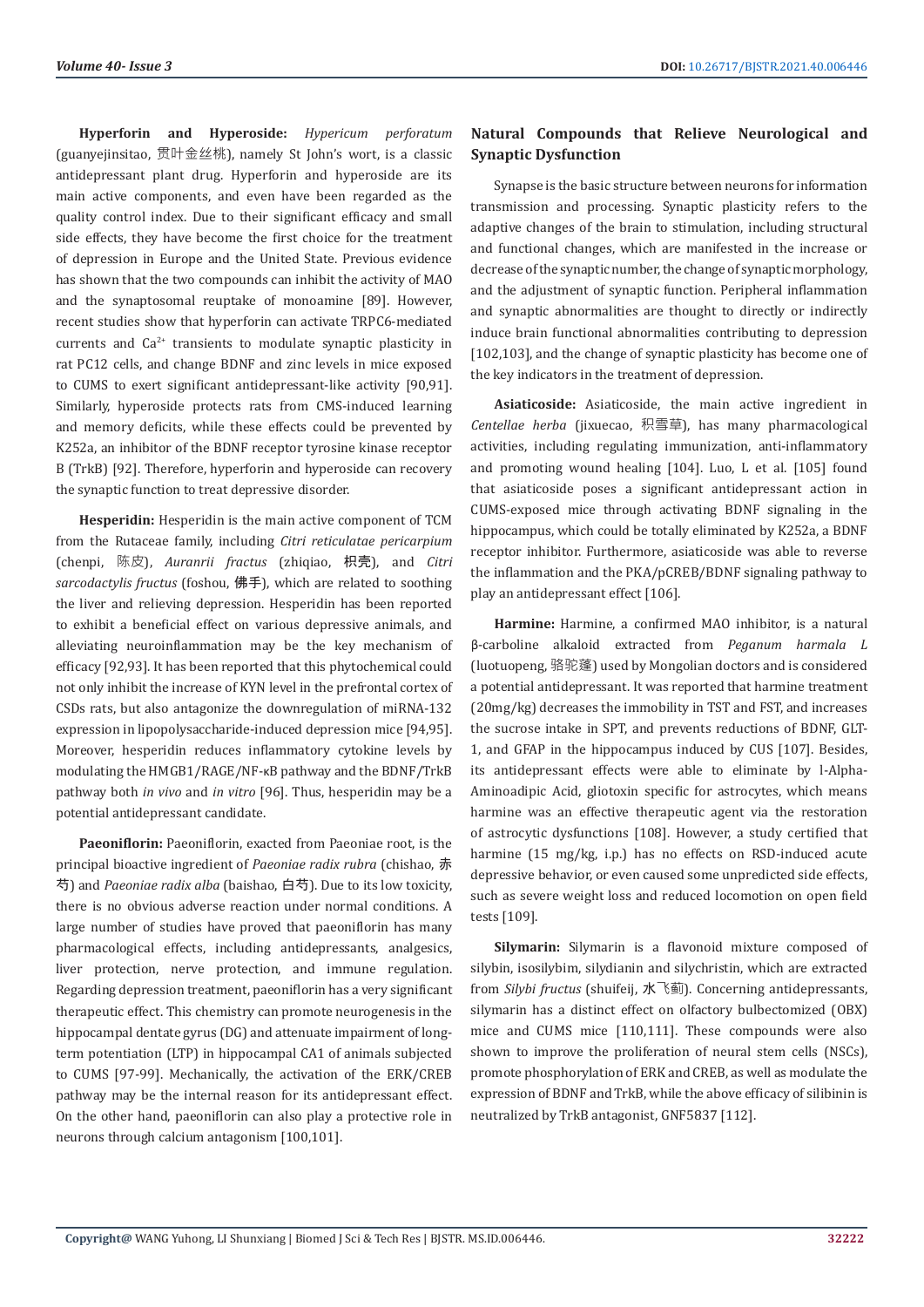**Hyperforin and Hyperoside:** *Hypericum perforatum* (guanyejinsitao, 贯叶金丝桃), namely St John's wort, is a classic antidepressant plant drug. Hyperforin and hyperoside are its main active components, and even have been regarded as the quality control index. Due to their significant efficacy and small side effects, they have become the first choice for the treatment of depression in Europe and the United State. Previous evidence has shown that the two compounds can inhibit the activity of MAO and the synaptosomal reuptake of monoamine [89]. However, recent studies show that hyperforin can activate TRPC6-mediated currents and $Ca^{2+}$ transients to modulate synaptic plasticity in rat PC12 cells, and change BDNF and zinc levels in mice exposed to CUMS to exert significant antidepressant-like activity [90,91]. Similarly, hyperoside protects rats from CMS-induced learning and memory deficits, while these effects could be prevented by K252a, an inhibitor of the BDNF receptor tyrosine kinase receptor B (TrkB) [92]. Therefore, hyperforin and hyperoside can recovery the synaptic function to treat depressive disorder.

**Hesperidin:** Hesperidin is the main active component of TCM from the Rutaceae family, including *Citri reticulatae pericarpium* (chenpi, 陈皮), *Auranrii fractus* (zhiqiao, 枳壳), and *Citri sarcodactylis fructus* (foshou, 佛手), which are related to soothing the liver and relieving depression. Hesperidin has been reported to exhibit a beneficial effect on various depressive animals, and alleviating neuroinflammation may be the key mechanism of efficacy [92,93]. It has been reported that this phytochemical could not only inhibit the increase of KYN level in the prefrontal cortex of CSDs rats, but also antagonize the downregulation of miRNA-132 expression in lipopolysaccharide-induced depression mice [94,95]. Moreover, hesperidin reduces inflammatory cytokine levels by modulating the HMGB1/RAGE/NF-κB pathway and the BDNF/TrkB pathway both *in vivo* and *in vitro* [96]. Thus, hesperidin may be a potential antidepressant candidate.

**Paeoniflorin:** Paeoniflorin, exacted from Paeoniae root, is the principal bioactive ingredient of *Paeoniae radix rubra* (chishao, 赤芍) and *Paeoniae radix alba* (baishao, 白芍). Due to its low toxicity, there is no obvious adverse reaction under normal conditions. A large number of studies have proved that paeoniflorin has many pharmacological effects, including antidepressants, analgesics, liver protection, nerve protection, and immune regulation. Regarding depression treatment, paeoniflorin has a very significant therapeutic effect. This chemistry can promote neurogenesis in the hippocampal dentate gyrus (DG) and attenuate impairment of long-term potentiation (LTP) in hippocampal CA1 of animals subjected to CUMS [97-99]. Mechanically, the activation of the ERK/CREB pathway may be the internal reason for its antidepressant effect. On the other hand, paeoniflorin can also play a protective role in neurons through calcium antagonism [100,101].

## Natural Compounds that Relieve Neurological and Synaptic Dysfunction

Synapse is the basic structure between neurons for information transmission and processing. Synaptic plasticity refers to the adaptive changes of the brain to stimulation, including structural and functional changes, which are manifested in the increase or decrease of the synaptic number, the change of synaptic morphology, and the adjustment of synaptic function. Peripheral inflammation and synaptic abnormalities are thought to directly or indirectly induce brain functional abnormalities contributing to depression [102,103], and the change of synaptic plasticity has become one of the key indicators in the treatment of depression.

**Asiaticoside:** Asiaticoside, the main active ingredient in *Centellae herba* (jixuecao, 积雪草), has many pharmacological activities, including regulating immunization, anti-inflammatory and promoting wound healing [104]. Luo, L et al. [105] found that asiaticoside poses a significant antidepressant action in CUMS-exposed mice through activating BDNF signaling in the hippocampus, which could be totally eliminated by K252a, a BDNF receptor inhibitor. Furthermore, asiaticoside was able to reverse the inflammation and the PKA/pCREB/BDNF signaling pathway to play an antidepressant effect [106].

**Harmine:** Harmine, a confirmed MAO inhibitor, is a natural β-carboline alkaloid extracted from *Peganum harmala L* (luotuopeng, 骆驼蓬) used by Mongolian doctors and is considered a potential antidepressant. It was reported that harmine treatment (20mg/kg) decreases the immobility in TST and FST, and increases the sucrose intake in SPT, and prevents reductions of BDNF, GLT-1, and GFAP in the hippocampus induced by CUS [107]. Besides, its antidepressant effects were able to eliminate by l-Alpha-Aminoadipic Acid, gliotoxin specific for astrocytes, which means harmine was an effective therapeutic agent via the restoration of astrocytic dysfunctions [108]. However, a study certified that harmine (15 mg/kg, i.p.) has no effects on RSD-induced acute depressive behavior, or even caused some unpredicted side effects, such as severe weight loss and reduced locomotion on open field tests [109].

**Silymarin:** Silymarin is a flavonoid mixture composed of silybin, isosilybim, silydianin and silychristin, which are extracted from *Silybi fructus* (shuifeij, 水飞蓟). Concerning antidepressants, silymarin has a distinct effect on olfactory bulbectomized (OBX) mice and CUMS mice [110,111]. These compounds were also shown to improve the proliferation of neural stem cells (NSCs), promote phosphorylation of ERK and CREB, as well as modulate the expression of BDNF and TrkB, while the above efficacy of silibinin is neutralized by TrkB antagonist, GNF5837 [112].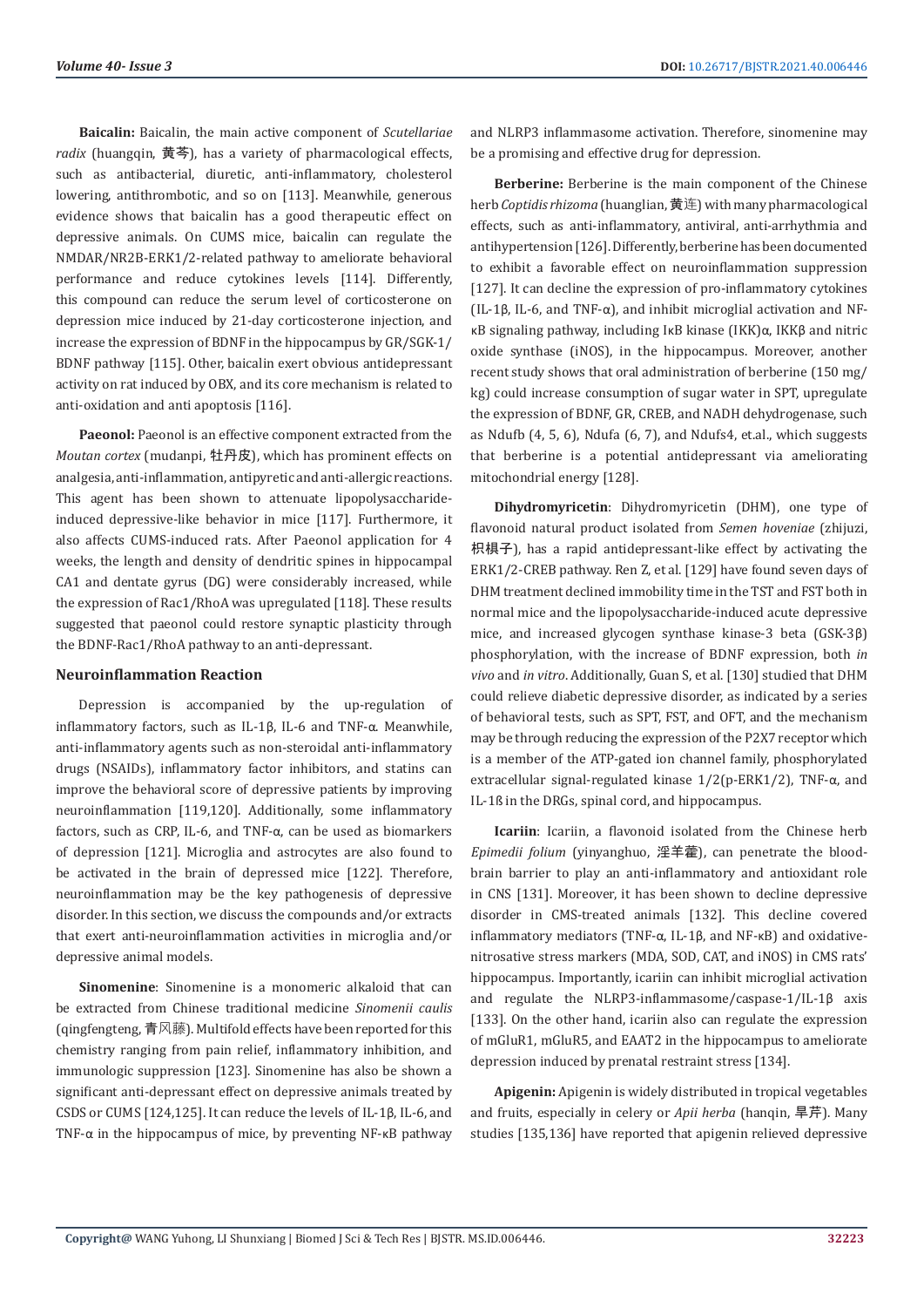**Baicalin:** Baicalin, the main active component of *Scutellariae radix* (huangqin, 黄芩), has a variety of pharmacological effects, such as antibacterial, diuretic, anti-inflammatory, cholesterol lowering, antithrombotic, and so on [113]. Meanwhile, generous evidence shows that baicalin has a good therapeutic effect on depressive animals. On CUMS mice, baicalin can regulate the NMDAR/NR2B-ERK1/2-related pathway to ameliorate behavioral performance and reduce cytokines levels [114]. Differently, this compound can reduce the serum level of corticosterone on depression mice induced by 21-day corticosterone injection, and increase the expression of BDNF in the hippocampus by GR/SGK-1/BDNF pathway [115]. Other, baicalin exert obvious antidepressant activity on rat induced by OBX, and its core mechanism is related to anti-oxidation and anti apoptosis [116].

**Paeonol:** Paeonol is an effective component extracted from the *Moutan cortex* (mudanpi, 牡丹皮), which has prominent effects on analgesia, anti-inflammation, antipyretic and anti-allergic reactions. This agent has been shown to attenuate lipopolysaccharide-induced depressive-like behavior in mice [117]. Furthermore, it also affects CUMS-induced rats. After Paeonol application for 4 weeks, the length and density of dendritic spines in hippocampal CA1 and dentate gyrus (DG) were considerably increased, while the expression of Rac1/RhoA was upregulated [118]. These results suggested that paeonol could restore synaptic plasticity through the BDNF-Rac1/RhoA pathway to an anti-depressant.

## Neuroinflammation Reaction

Depression is accompanied by the up-regulation of inflammatory factors, such as IL-1β, IL-6 and TNF-α. Meanwhile, anti-inflammatory agents such as non-steroidal anti-inflammatory drugs (NSAIDs), inflammatory factor inhibitors, and statins can improve the behavioral score of depressive patients by improving neuroinflammation [119,120]. Additionally, some inflammatory factors, such as CRP, IL-6, and TNF-α, can be used as biomarkers of depression [121]. Microglia and astrocytes are also found to be activated in the brain of depressed mice [122]. Therefore, neuroinflammation may be the key pathogenesis of depressive disorder. In this section, we discuss the compounds and/or extracts that exert anti-neuroinflammation activities in microglia and/or depressive animal models.

**Sinomenine**: Sinomenine is a monomeric alkaloid that can be extracted from Chinese traditional medicine *Sinomenii caulis* (qingfengteng, 青风藤). Multifold effects have been reported for this chemistry ranging from pain relief, inflammatory inhibition, and immunologic suppression [123]. Sinomenine has also be shown a significant anti-depressant effect on depressive animals treated by CSDS or CUMS [124,125]. It can reduce the levels of IL-1β, IL-6, and TNF-α in the hippocampus of mice, by preventing NF-κB pathway and NLRP3 inflammasome activation. Therefore, sinomenine may be a promising and effective drug for depression.

**Berberine:** Berberine is the main component of the Chinese herb *Coptidis rhizoma* (huanglian, 黄连) with many pharmacological effects, such as anti-inflammatory, antiviral, anti-arrhythmia and antihypertension [126]. Differently, berberine has been documented to exhibit a favorable effect on neuroinflammation suppression [127]. It can decline the expression of pro-inflammatory cytokines (IL-1β, IL-6, and TNF-α), and inhibit microglial activation and NF-κB signaling pathway, including IκB kinase (IKK)α, IKKβ and nitric oxide synthase (iNOS), in the hippocampus. Moreover, another recent study shows that oral administration of berberine (150 mg/kg) could increase consumption of sugar water in SPT, upregulate the expression of BDNF, GR, CREB, and NADH dehydrogenase, such as Ndufb (4, 5, 6), Ndufa (6, 7), and Ndufs4, et.al., which suggests that berberine is a potential antidepressant via ameliorating mitochondrial energy [128].

**Dihydromyricetin**: Dihydromyricetin (DHM), one type of flavonoid natural product isolated from *Semen hoveniae* (zhijuzi, 枳椇子), has a rapid antidepressant-like effect by activating the ERK1/2-CREB pathway. Ren Z, et al. [129] have found seven days of DHM treatment declined immobility time in the TST and FST both in normal mice and the lipopolysaccharide-induced acute depressive mice, and increased glycogen synthase kinase-3 beta (GSK-3β) phosphorylation, with the increase of BDNF expression, both *in vivo* and *in vitro*. Additionally, Guan S, et al. [130] studied that DHM could relieve diabetic depressive disorder, as indicated by a series of behavioral tests, such as SPT, FST, and OFT, and the mechanism may be through reducing the expression of the P2X7 receptor which is a member of the ATP-gated ion channel family, phosphorylated extracellular signal-regulated kinase 1/2(p-ERK1/2), TNF-α, and IL-1ß in the DRGs, spinal cord, and hippocampus.

**Icariin**: Icariin, a flavonoid isolated from the Chinese herb *Epimedii folium* (yinyanghuo, 淫羊藿), can penetrate the blood-brain barrier to play an anti-inflammatory and antioxidant role in CNS [131]. Moreover, it has been shown to decline depressive disorder in CMS-treated animals [132]. This decline covered inflammatory mediators (TNF-α, IL-1β, and NF-κB) and oxidative-nitrosative stress markers (MDA, SOD, CAT, and iNOS) in CMS rats' hippocampus. Importantly, icariin can inhibit microglial activation and regulate the NLRP3-inflammasome/caspase-1/IL-1β axis [133]. On the other hand, icariin also can regulate the expression of mGluR1, mGluR5, and EAAT2 in the hippocampus to ameliorate depression induced by prenatal restraint stress [134].

**Apigenin:** Apigenin is widely distributed in tropical vegetables and fruits, especially in celery or *Apii herba* (hanqin, 旱芹). Many studies [135,136] have reported that apigenin relieved depressive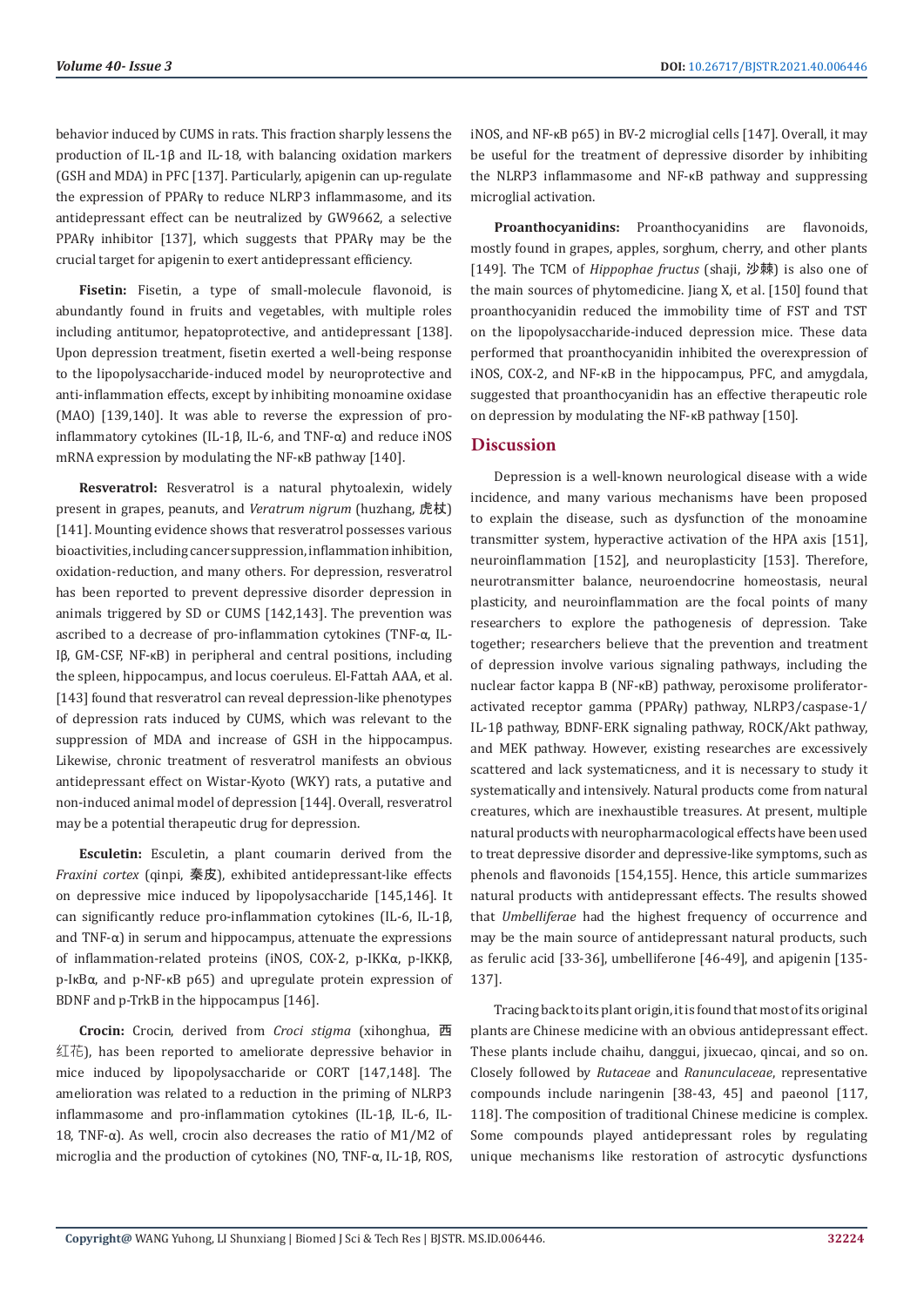behavior induced by CUMS in rats. This fraction sharply lessens the production of IL-1β and IL-18, with balancing oxidation markers (GSH and MDA) in PFC [137]. Particularly, apigenin can up-regulate the expression of PPARγ to reduce NLRP3 inflammasome, and its antidepressant effect can be neutralized by GW9662, a selective PPARγ inhibitor [137], which suggests that PPARγ may be the crucial target for apigenin to exert antidepressant efficiency.

**Fisetin:** Fisetin, a type of small-molecule flavonoid, is abundantly found in fruits and vegetables, with multiple roles including antitumor, hepatoprotective, and antidepressant [138]. Upon depression treatment, fisetin exerted a well-being response to the lipopolysaccharide-induced model by neuroprotective and anti-inflammation effects, except by inhibiting monoamine oxidase (MAO) [139,140]. It was able to reverse the expression of pro-inflammatory cytokines (IL-1β, IL-6, and TNF-α) and reduce iNOS mRNA expression by modulating the NF-κB pathway [140].

**Resveratrol:** Resveratrol is a natural phytoalexin, widely present in grapes, peanuts, and *Veratrum nigrum* (huzhang, 虎杖) [141]. Mounting evidence shows that resveratrol possesses various bioactivities, including cancer suppression, inflammation inhibition, oxidation-reduction, and many others. For depression, resveratrol has been reported to prevent depressive disorder depression in animals triggered by SD or CUMS [142,143]. The prevention was ascribed to a decrease of pro-inflammation cytokines (TNF-α, IL-Iβ, GM-CSF, NF-κB) in peripheral and central positions, including the spleen, hippocampus, and locus coeruleus. El-Fattah AAA, et al. [143] found that resveratrol can reveal depression-like phenotypes of depression rats induced by CUMS, which was relevant to the suppression of MDA and increase of GSH in the hippocampus. Likewise, chronic treatment of resveratrol manifests an obvious antidepressant effect on Wistar-Kyoto (WKY) rats, a putative and non-induced animal model of depression [144]. Overall, resveratrol may be a potential therapeutic drug for depression.

**Esculetin:** Esculetin, a plant coumarin derived from the *Fraxini cortex* (qinpi, 秦皮), exhibited antidepressant-like effects on depressive mice induced by lipopolysaccharide [145,146]. It can significantly reduce pro-inflammation cytokines (IL-6, IL-1β, and TNF-α) in serum and hippocampus, attenuate the expressions of inflammation-related proteins (iNOS, COX-2, p-IKKα, p-IKKβ, p-IκBα, and p-NF-κB p65) and upregulate protein expression of BDNF and p-TrkB in the hippocampus [146].

**Crocin:** Crocin, derived from *Croci stigma* (xihonghua, 西红花), has been reported to ameliorate depressive behavior in mice induced by lipopolysaccharide or CORT [147,148]. The amelioration was related to a reduction in the priming of NLRP3 inflammasome and pro-inflammation cytokines (IL-1β, IL-6, IL-18, TNF-α). As well, crocin also decreases the ratio of M1/M2 of microglia and the production of cytokines (NO, TNF-α, IL-1β, ROS, iNOS, and NF-κB p65) in BV-2 microglial cells [147]. Overall, it may be useful for the treatment of depressive disorder by inhibiting the NLRP3 inflammasome and NF-κB pathway and suppressing microglial activation.

**Proanthocyanidins:** Proanthocyanidins are flavonoids, mostly found in grapes, apples, sorghum, cherry, and other plants [149]. The TCM of *Hippophae fructus* (shaji, 沙棘) is also one of the main sources of phytomedicine. Jiang X, et al. [150] found that proanthocyanidin reduced the immobility time of FST and TST on the lipopolysaccharide-induced depression mice. These data performed that proanthocyanidin inhibited the overexpression of iNOS, COX-2, and NF-κB in the hippocampus, PFC, and amygdala, suggested that proanthocyanidin has an effective therapeutic role on depression by modulating the NF-κB pathway [150].

## Discussion

Depression is a well-known neurological disease with a wide incidence, and many various mechanisms have been proposed to explain the disease, such as dysfunction of the monoamine transmitter system, hyperactive activation of the HPA axis [151], neuroinflammation [152], and neuroplasticity [153]. Therefore, neurotransmitter balance, neuroendocrine homeostasis, neural plasticity, and neuroinflammation are the focal points of many researchers to explore the pathogenesis of depression. Take together; researchers believe that the prevention and treatment of depression involve various signaling pathways, including the nuclear factor kappa B (NF-κB) pathway, peroxisome proliferator-activated receptor gamma (PPARγ) pathway, NLRP3/caspase-1/IL-1β pathway, BDNF-ERK signaling pathway, ROCK/Akt pathway, and MEK pathway. However, existing researches are excessively scattered and lack systematicness, and it is necessary to study it systematically and intensively. Natural products come from natural creatures, which are inexhaustible treasures. At present, multiple natural products with neuropharmacological effects have been used to treat depressive disorder and depressive-like symptoms, such as phenols and flavonoids [154,155]. Hence, this article summarizes natural products with antidepressant effects. The results showed that *Umbelliferae* had the highest frequency of occurrence and may be the main source of antidepressant natural products, such as ferulic acid [33-36], umbelliferone [46-49], and apigenin [135-137].

Tracing back to its plant origin, it is found that most of its original plants are Chinese medicine with an obvious antidepressant effect. These plants include chaihu, danggui, jixuecao, qincai, and so on. Closely followed by *Rutaceae* and *Ranunculaceae*, representative compounds include naringenin [38-43, 45] and paeonol [117, 118]. The composition of traditional Chinese medicine is complex. Some compounds played antidepressant roles by regulating unique mechanisms like restoration of astrocytic dysfunctions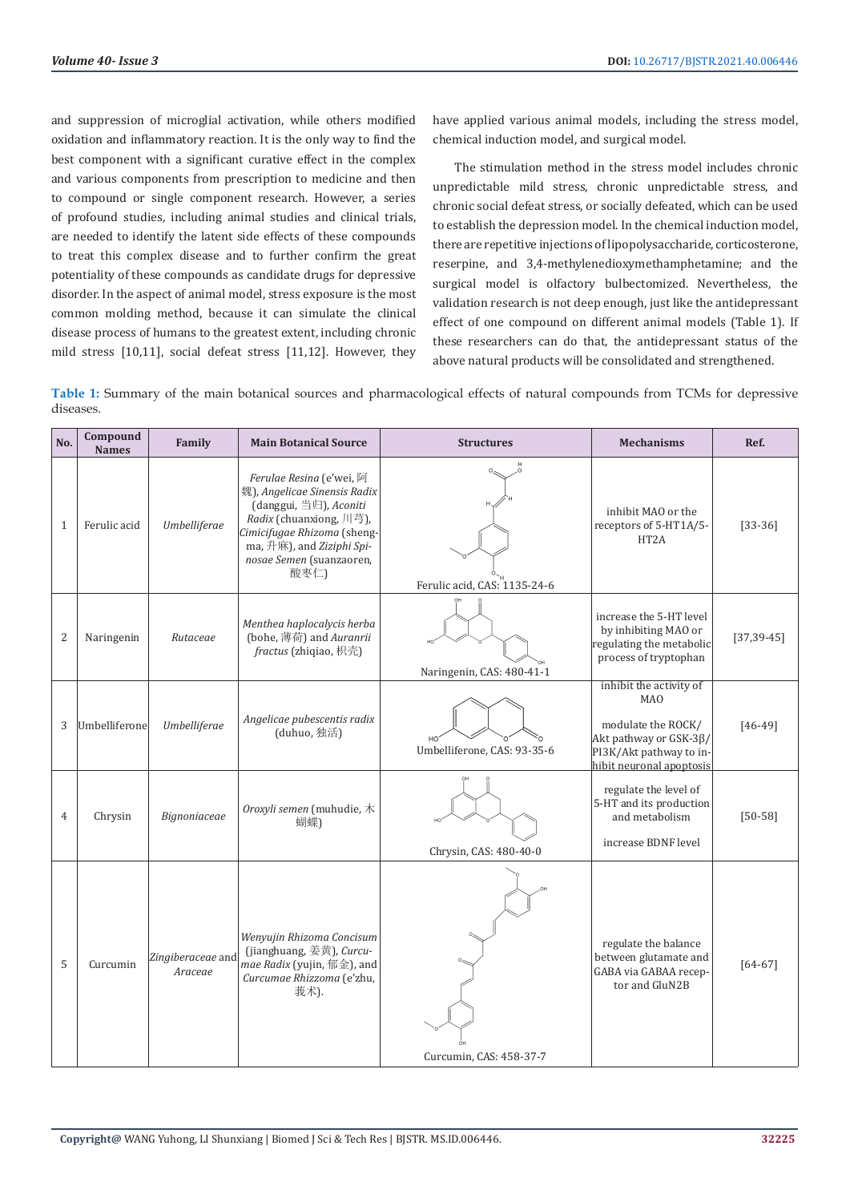and suppression of microglial activation, while others modified oxidation and inflammatory reaction. It is the only way to find the best component with a significant curative effect in the complex and various components from prescription to medicine and then to compound or single component research. However, a series of profound studies, including animal studies and clinical trials, are needed to identify the latent side effects of these compounds to treat this complex disease and to further confirm the great potentiality of these compounds as candidate drugs for depressive disorder. In the aspect of animal model, stress exposure is the most common molding method, because it can simulate the clinical disease process of humans to the greatest extent, including chronic mild stress [10,11], social defeat stress [11,12]. However, they have applied various animal models, including the stress model, chemical induction model, and surgical model.

The stimulation method in the stress model includes chronic unpredictable mild stress, chronic unpredictable stress, and chronic social defeat stress, or socially defeated, which can be used to establish the depression model. In the chemical induction model, there are repetitive injections of lipopolysaccharide, corticosterone, reserpine, and 3,4-methylenedioxymethamphetamine; and the surgical model is olfactory bulbectomized. Nevertheless, the validation research is not deep enough, just like the antidepressant effect of one compound on different animal models (Table 1). If these researchers can do that, the antidepressant status of the above natural products will be consolidated and strengthened.

**Table 1:** Summary of the main botanical sources and pharmacological effects of natural compounds from TCMs for depressive diseases.

| No. | Compound Names | Family | Main Botanical Source | Structures | Mechanisms | Ref. |
|---|---|---|---|---|---|---|
| 1 | Ferulic acid | *Umbelliferae* | *Ferulae Resina* (e'wei, 阿魏), *Angelicae Sinensis Radix* (danggui, 当归), *Aconiti Radix* (chuanxiong, 川芎), *Cimicifugae Rhizoma* (shengma, 升麻), and *Ziziphi Spinosae Semen* (suanzaoren, 酸枣仁) | Ferulic acid, CAS: 1135-24-6 | inhibit MAO or the receptors of 5-HT1A/5-HT2A | [33-36] |
| 2 | Naringenin | *Rutaceae* | *Menthea haplocalycis herba* (bohe, 薄荷) and *Auranrii fractus* (zhiqiao, 枳壳) | Naringenin, CAS: 480-41-1 | increase the 5-HT level by inhibiting MAO or regulating the metabolic process of tryptophan | [37,39-45] |
| 3 | Umbelliferone | *Umbelliferae* | *Angelicae pubescentis radix* (duhuo, 独活) | Umbelliferone, CAS: 93-35-6 | inhibit the activity of MAO<br><br>modulate the ROCK/Akt pathway or GSK-3β/PI3K/Akt pathway to inhibit neuronal apoptosis | [46-49] |
| 4 | Chrysin | *Bignoniaceae* | *Oroxyli semen* (muhudie, 木蝴蝶) | Chrysin, CAS: 480-40-0 | regulate the level of 5-HT and its production and metabolism<br><br>increase BDNF level | [50-58] |
| 5 | Curcumin | *Zingiberaceae* and *Araceae* | *Wenyujin Rhizoma Concisum* (jianghuang, 姜黄), *Curcumae Radix* (yujin, 郁金), and *Curcumae Rhizzoma* (e'zhu, 莪术). | Curcumin, CAS: 458-37-7 | regulate the balance between glutamate and GABA via GABAA receptor and GluN2B | [64-67] |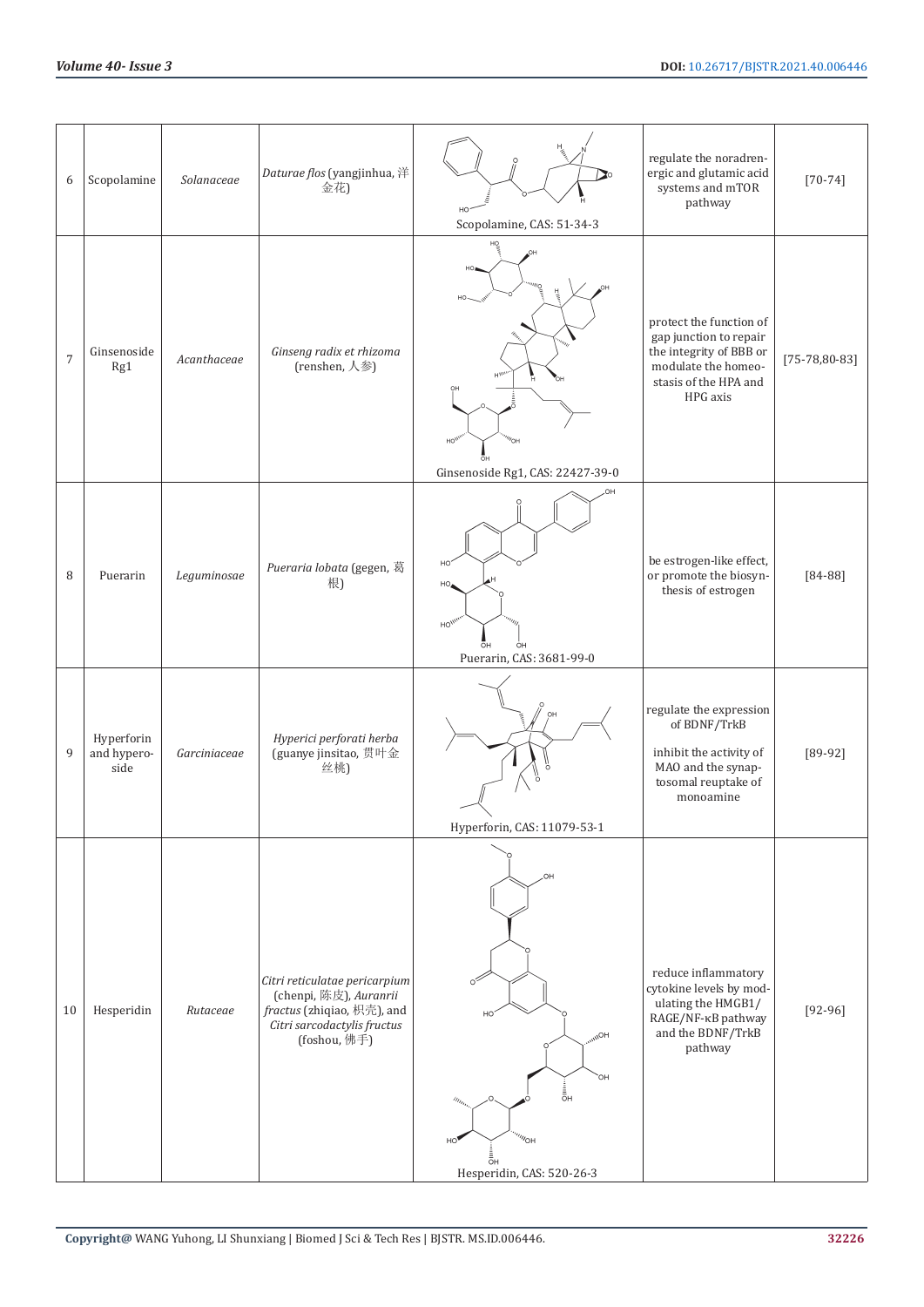| 6 | Scopolamine | *Solanaceae* | *Daturae flos* (yangjinhua, 洋金花) | Scopolamine, CAS: 51-34-3 | regulate the noradrenergic and glutamic acid systems and mTOR pathway | [70-74] |
|---|---|---|---|---|---|---|
| 7 | Ginsenoside Rg1 | *Acanthaceae* | *Ginseng radix et rhizoma* (renshen, 人参) | Ginsenoside Rg1, CAS: 22427-39-0 | protect the function of gap junction to repair the integrity of BBB or modulate the homeostasis of the HPA and HPG axis | [75-78,80-83] |
| 8 | Puerarin | *Leguminosae* | *Pueraria lobata* (gegen, 葛根) | Puerarin, CAS: 3681-99-0 | be estrogen-like effect, or promote the biosynthesis of estrogen | [84-88] |
| 9 | Hyperforin and hyperoside | *Garciniaceae* | *Hyperici perforati herba* (guanye jinsitao, 贯叶金丝桃) | Hyperforin, CAS: 11079-53-1 | regulate the expression of BDNF/TrkB<br><br>inhibit the activity of MAO and the synaptosomal reuptake of monoamine | [89-92] |
| 10 | Hesperidin | *Rutaceae* | *Citri reticulatae pericarpium* (chenpi, 陈皮), *Auranrii fractus* (zhiqiao, 枳壳), and *Citri sarcodactylis fructus* (foshou, 佛手) | Hesperidin, CAS: 520-26-3 | reduce inflammatory cytokine levels by modulating the HMGB1/RAGE/NF-κB pathway and the BDNF/TrkB pathway | [92-96] |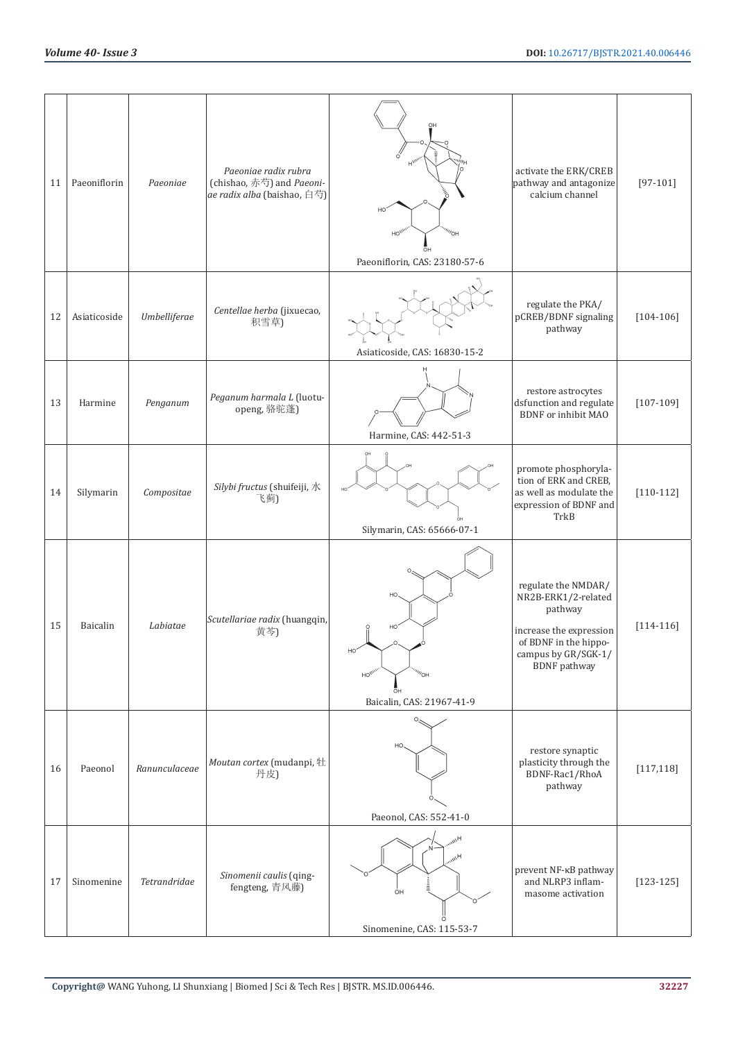| 11 | Paeoniflorin | *Paeoniae* | *Paeoniae radix rubra* (chishao, 赤芍) and *Paeoniae radix alba* (baishao, 白芍) | Paeoniflorin, CAS: 23180-57-6 | activate the ERK/CREB pathway and antagonize calcium channel | [97-101] |
|---|---|---|---|---|---|---|
| 12 | Asiaticoside | *Umbelliferae* | *Centellae herba* (jixuecao, 积雪草) | Asiaticoside, CAS: 16830-15-2 | regulate the PKA/ pCREB/BDNF signaling pathway | [104-106] |
| 13 | Harmine | *Penganum* | *Peganum harmala L* (luotuopeng, 骆驼蓬) | Harmine, CAS: 442-51-3 | restore astrocytes dsfunction and regulate BDNF or inhibit MAO | [107-109] |
| 14 | Silymarin | *Compositae* | *Silybi fructus* (shuifeiji, 水飞蓟) | Silymarin, CAS: 65666-07-1 | promote phosphorylation of ERK and CREB, as well as modulate the expression of BDNF and TrkB | [110-112] |
| 15 | Baicalin | *Labiatae* | *Scutellariae radix* (huangqin, 黄芩) | Baicalin, CAS: 21967-41-9 | regulate the NMDAR/ NR2B-ERK1/2-related pathway<br><br>increase the expression of BDNF in the hippocampus by GR/SGK-1/ BDNF pathway | [114-116] |
| 16 | Paeonol | *Ranunculaceae* | *Moutan cortex* (mudanpi, 牡丹皮) | Paeonol, CAS: 552-41-0 | restore synaptic plasticity through the BDNF-Rac1/RhoA pathway | [117,118] |
| 17 | Sinomenine | *Tetrandridae* | *Sinomenii caulis* (qingfengteng, 青风藤) | Sinomenine, CAS: 115-53-7 | prevent NF-κB pathway and NLRP3 inflammasome activation | [123-125] |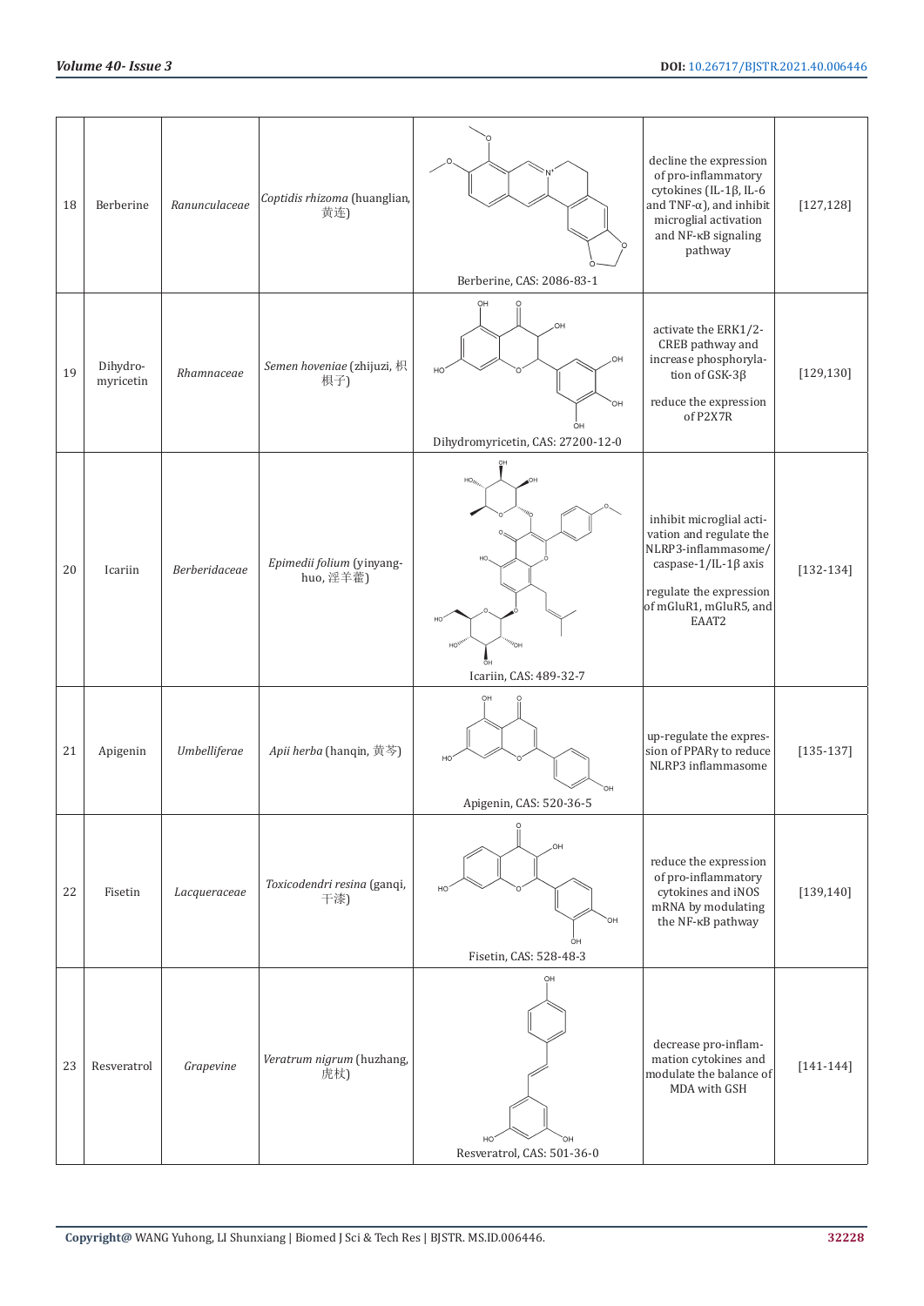| 18 | Berberine | *Ranunculaceae* | *Coptidis rhizoma* (huanglian, 黄连) | Berberine, CAS: 2086-83-1 | decline the expression of pro-inflammatory cytokines (IL-1β, IL-6 and TNF-α), and inhibit microglial activation and NF-κB signaling pathway | [127,128] |
|---|---|---|---|---|---|---|
| 19 | Dihydro-myricetin | *Rhamnaceae* | *Semen hoveniae* (zhijuzi, 枳椇子) | Dihydromyricetin, CAS: 27200-12-0 | activate the ERK1/2-CREB pathway and increase phosphorylation of GSK-3β<br><br>reduce the expression of P2X7R | [129,130] |
| 20 | Icariin | *Berberidaceae* | *Epimedii folium* (yinyang-huo, 淫羊藿) | Icariin, CAS: 489-32-7 | inhibit microglial activation and regulate the NLRP3-inflammasome/caspase-1/IL-1β axis<br><br>regulate the expression of mGluR1, mGluR5, and EAAT2 | [132-134] |
| 21 | Apigenin | *Umbelliferae* | *Apii herba* (hanqin, 黄芩) | Apigenin, CAS: 520-36-5 | up-regulate the expression of PPARγ to reduce NLRP3 inflammasome | [135-137] |
| 22 | Fisetin | *Lacqueraceae* | *Toxicodendri resina* (ganqi, 干漆) | Fisetin, CAS: 528-48-3 | reduce the expression of pro-inflammatory cytokines and iNOS mRNA by modulating the NF-κB pathway | [139,140] |
| 23 | Resveratrol | *Grapevine* | *Veratrum nigrum* (huzhang, 虎杖) | Resveratrol, CAS: 501-36-0 | decrease pro-inflammation cytokines and modulate the balance of MDA with GSH | [141-144] |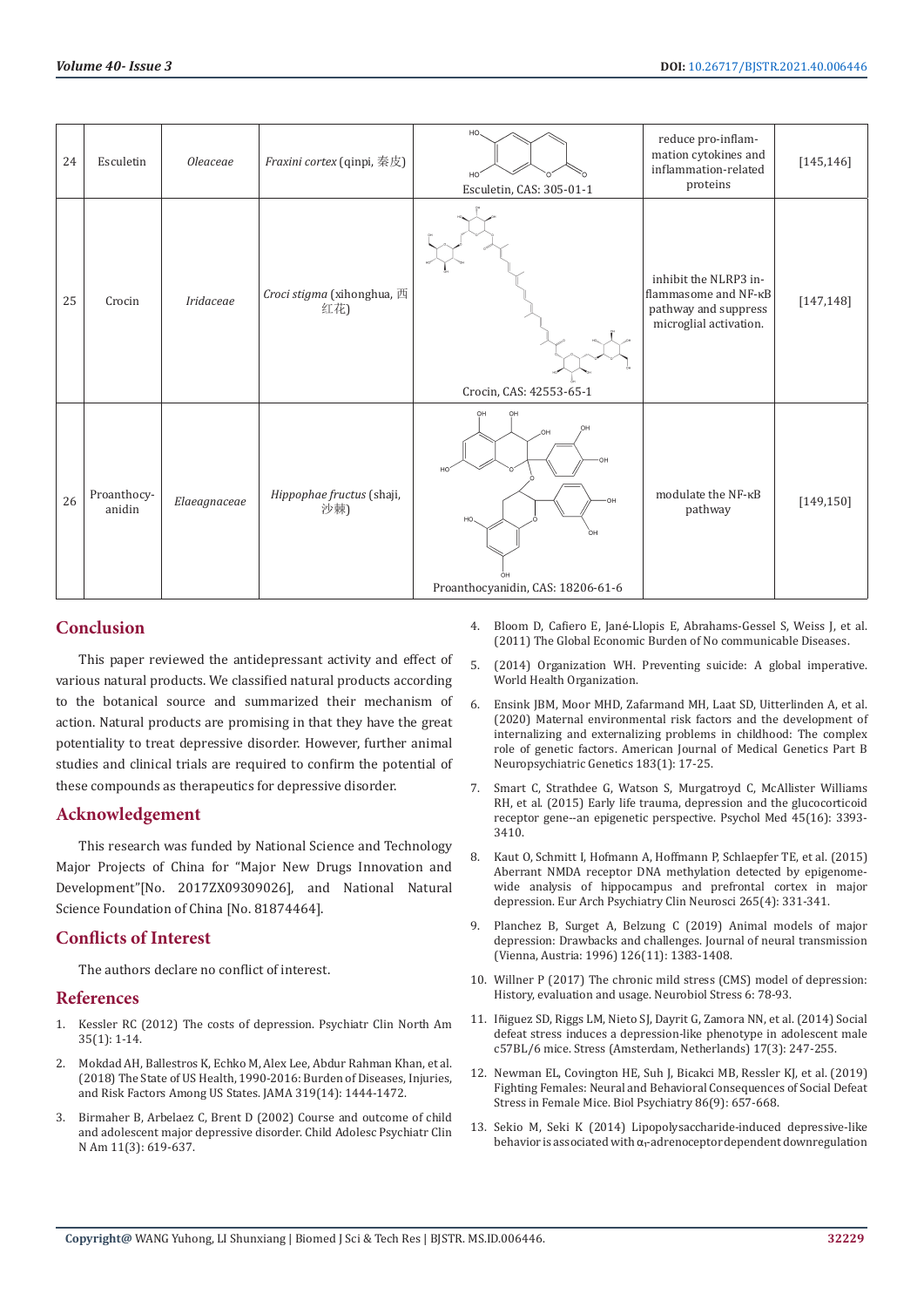| 24 | Esculetin | *Oleaceae* | *Fraxini cortex* (qinpi, 秦皮) | Esculetin, CAS: 305-01-1 | reduce pro-inflammation cytokines and inflammation-related proteins | [145,146] |
|---|---|---|---|---|---|---|
| 25 | Crocin | *Iridaceae* | *Croci stigma* (xihonghua, 西红花) | Crocin, CAS: 42553-65-1 | inhibit the NLRP3 inflammasome and NF-κB pathway and suppress microglial activation. | [147,148] |
| 26 | Proanthocyanidin | *Elaeagnaceae* | *Hippophae fructus* (shaji, 沙棘) | Proanthocyanidin, CAS: 18206-61-6 | modulate the NF-κB pathway | [149,150] |

## Conclusion

This paper reviewed the antidepressant activity and effect of various natural products. We classified natural products according to the botanical source and summarized their mechanism of action. Natural products are promising in that they have the great potentiality to treat depressive disorder. However, further animal studies and clinical trials are required to confirm the potential of these compounds as therapeutics for depressive disorder.

## Acknowledgement

This research was funded by National Science and Technology Major Projects of China for "Major New Drugs Innovation and Development"[No. 2017ZX09309026], and National Natural Science Foundation of China [No. 81874464].

## Conflicts of Interest

The authors declare no conflict of interest.

## References

1. Kessler RC (2012) The costs of depression. Psychiatr Clin North Am 35(1): 1-14.
2. Mokdad AH, Ballestros K, Echko M, Alex Lee, Abdur Rahman Khan, et al. (2018) The State of US Health, 1990-2016: Burden of Diseases, Injuries, and Risk Factors Among US States. JAMA 319(14): 1444-1472.
3. Birmaher B, Arbelaez C, Brent D (2002) Course and outcome of child and adolescent major depressive disorder. Child Adolesc Psychiatr Clin N Am 11(3): 619-637.
4. Bloom D, Cafiero E, Jané-Llopis E, Abrahams-Gessel S, Weiss J, et al. (2011) The Global Economic Burden of No communicable Diseases.
5. (2014) Organization WH. Preventing suicide: A global imperative. World Health Organization.
6. Ensink JBM, Moor MHD, Zafarmand MH, Laat SD, Uitterlinden A, et al. (2020) Maternal environmental risk factors and the development of internalizing and externalizing problems in childhood: The complex role of genetic factors. American Journal of Medical Genetics Part B Neuropsychiatric Genetics 183(1): 17-25.
7. Smart C, Strathdee G, Watson S, Murgatroyd C, McAllister Williams RH, et al. (2015) Early life trauma, depression and the glucocorticoid receptor gene--an epigenetic perspective. Psychol Med 45(16): 3393-3410.
8. Kaut O, Schmitt I, Hofmann A, Hoffmann P, Schlaepfer TE, et al. (2015) Aberrant NMDA receptor DNA methylation detected by epigenome-wide analysis of hippocampus and prefrontal cortex in major depression. Eur Arch Psychiatry Clin Neurosci 265(4): 331-341.
9. Planchez B, Surget A, Belzung C (2019) Animal models of major depression: Drawbacks and challenges. Journal of neural transmission (Vienna, Austria: 1996) 126(11): 1383-1408.
10. Willner P (2017) The chronic mild stress (CMS) model of depression: History, evaluation and usage. Neurobiol Stress 6: 78-93.
11. Iñiguez SD, Riggs LM, Nieto SJ, Dayrit G, Zamora NN, et al. (2014) Social defeat stress induces a depression-like phenotype in adolescent male c57BL/6 mice. Stress (Amsterdam, Netherlands) 17(3): 247-255.
12. Newman EL, Covington HE, Suh J, Bicakci MB, Ressler KJ, et al. (2019) Fighting Females: Neural and Behavioral Consequences of Social Defeat Stress in Female Mice. Biol Psychiatry 86(9): 657-668.
13. Sekio M, Seki K (2014) Lipopolysaccharide-induced depressive-like behavior is associated with $\alpha_1$-adrenoceptor dependent downregulation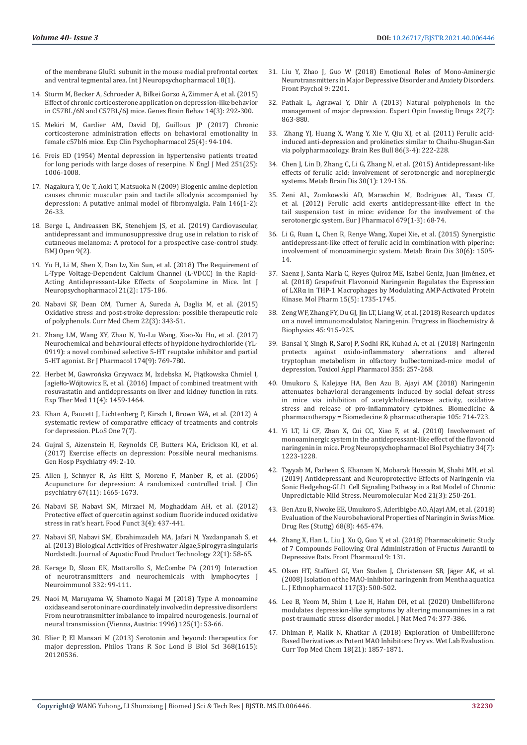of the membrane GluR1 subunit in the mouse medial prefrontal cortex and ventral tegmental area. Int J Neuropsychopharmacol 18(1).

14. Sturm M, Becker A, Schroeder A, Bilkei Gorzo A, Zimmer A, et al. (2015) Effect of chronic corticosterone application on depression-like behavior in C57BL/6N and C57BL/6J mice. Genes Brain Behav 14(3): 292-300.
15. Mekiri M, Gardier AM, David DJ, Guilloux JP (2017) Chronic corticosterone administration effects on behavioral emotionality in female c57bl6 mice. Exp Clin Psychopharmacol 25(4): 94-104.
16. Freis ED (1954) Mental depression in hypertensive patients treated for long periods with large doses of reserpine. N Engl J Med 251(25): 1006-1008.
17. Nagakura Y, Oe T, Aoki T, Matsuoka N (2009) Biogenic amine depletion causes chronic muscular pain and tactile allodynia accompanied by depression: A putative animal model of fibromyalgia. Pain 146(1-2): 26-33.
18. Berge L, Andreassen BK, Stenehjem JS, et al. (2019) Cardiovascular, antidepressant and immunosuppressive drug use in relation to risk of cutaneous melanoma: A protocol for a prospective case-control study. BMJ Open 9(2).
19. Yu H, Li M, Shen X, Dan Lv, Xin Sun, et al. (2018) The Requirement of L-Type Voltage-Dependent Calcium Channel (L-VDCC) in the Rapid-Acting Antidepressant-Like Effects of Scopolamine in Mice. Int J Neuropsychopharmacol 21(2): 175-186.
20. Nabavi SF, Dean OM, Turner A, Sureda A, Daglia M, et al. (2015) Oxidative stress and post-stroke depression: possible therapeutic role of polyphenols. Curr Med Chem 22(3): 343-51.
21. Zhang LM, Wang XY, Zhao N, Yu-Lu Wang, Xiao-Xu Hu, et al. (2017) Neurochemical and behavioural effects of hypidone hydrochloride (YL-0919): a novel combined selective 5-HT reuptake inhibitor and partial 5-HT agonist. Br J Pharmacol 174(9): 769-780.
22. Herbet M, Gawrońska Grzywacz M, Izdebska M, Piątkowska Chmiel I, Jagiełło-Wójtowicz E, et al. (2016) Impact of combined treatment with rosuvastatin and antidepressants on liver and kidney function in rats. Exp Ther Med 11(4): 1459-1464.
23. Khan A, Faucett J, Lichtenberg P, Kirsch I, Brown WA, et al. (2012) A systematic review of comparative efficacy of treatments and controls for depression. PLoS One 7(7).
24. Gujral S, Aizenstein H, Reynolds CF, Butters MA, Erickson KI, et al. (2017) Exercise effects on depression: Possible neural mechanisms. Gen Hosp Psychiatry 49: 2-10.
25. Allen J, Schnyer R, As Hitt S, Moreno F, Manber R, et al. (2006) Acupuncture for depression: A randomized controlled trial. J Clin psychiatry 67(11): 1665-1673.
26. Nabavi SF, Nabavi SM, Mirzaei M, Moghaddam AH, et al. (2012) Protective effect of quercetin against sodium fluoride induced oxidative stress in rat's heart. Food Funct 3(4): 437-441.
27. Nabavi SF, Nabavi SM, Ebrahimzadeh MA, Jafari N, Yazdanpanah S, et al. (2013) Biological Activities of Freshwater Algae,Spirogyra singularis Nordstedt. Journal of Aquatic Food Product Technology 22(1): 58-65.
28. Kerage D, Sloan EK, Mattarollo S, McCombe PA (2019) Interaction of neurotransmitters and neurochemicals with lymphocytes J Neuroimmunol 332: 99-111.
29. Naoi M, Maruyama W, Shamoto Nagai M (2018) Type A monoamine oxidase and serotonin are coordinately involved in depressive disorders: From neurotransmitter imbalance to impaired neurogenesis. Journal of neural transmission (Vienna, Austria: 1996) 125(1): 53-66.
30. Blier P, El Mansari M (2013) Serotonin and beyond: therapeutics for major depression. Philos Trans R Soc Lond B Biol Sci 368(1615): 20120536.
31. Liu Y, Zhao J, Guo W (2018) Emotional Roles of Mono-Aminergic Neurotransmitters in Major Depressive Disorder and Anxiety Disorders. Front Psychol 9: 2201.
32. Pathak L, Agrawal Y, Dhir A (2013) Natural polyphenols in the management of major depression. Expert Opin Investig Drugs 22(7): 863-880.
33. Zhang YJ, Huang X, Wang Y, Xie Y, Qiu XJ, et al. (2011) Ferulic acid-induced anti-depression and prokinetics similar to Chaihu-Shugan-San via polypharmacology. Brain Res Bull 86(3-4): 222-228.
34. Chen J, Lin D, Zhang C, Li G, Zhang N, et al. (2015) Antidepressant-like effects of ferulic acid: involvement of serotonergic and norepinergic systems. Metab Brain Dis 30(1): 129-136.
35. Zeni AL, Zomkowski AD, Maraschin M, Rodrigues AL, Tasca CI, et al. (2012) Ferulic acid exerts antidepressant-like effect in the tail suspension test in mice: evidence for the involvement of the serotonergic system. Eur J Pharmacol 679(1-3): 68-74.
36. Li G, Ruan L, Chen R, Renye Wang, Xupei Xie, et al. (2015) Synergistic antidepressant-like effect of ferulic acid in combination with piperine: involvement of monoaminergic system. Metab Brain Dis 30(6): 1505-14.
37. Saenz J, Santa María C, Reyes Quiroz ME, Isabel Geniz, Juan Jiménez, et al. (2018) Grapefruit Flavonoid Naringenin Regulates the Expression of LXRα in THP-1 Macrophages by Modulating AMP-Activated Protein Kinase. Mol Pharm 15(5): 1735-1745.
38. Zeng WF, Zhang FY, Du GJ, Jin LT, Liang W, et al. (2018) Research updates on a novel immunomodulator, Naringenin. Progress in Biochemistry & Biophysics 45: 915-925.
39. Bansal Y, Singh R, Saroj P, Sodhi RK, Kuhad A, et al. (2018) Naringenin protects against oxido-inflammatory aberrations and altered tryptophan metabolism in olfactory bulbectomized-mice model of depression. Toxicol Appl Pharmacol 355: 257-268.
40. Umukoro S, Kalejaye HA, Ben Azu B, Ajayi AM (2018) Naringenin attenuates behavioral derangements induced by social defeat stress in mice via inhibition of acetylcholinesterase activity, oxidative stress and release of pro-inflammatory cytokines. Biomedicine & pharmacotherapy = Biomedecine & pharmacotherapie 105: 714-723.
41. Yi LT, Li CF, Zhan X, Cui CC, Xiao F, et al. (2010) Involvement of monoaminergic system in the antidepressant-like effect of the flavonoid naringenin in mice. Prog Neuropsychopharmacol Biol Psychiatry 34(7): 1223-1228.
42. Tayyab M, Farheen S, Khanam N, Mobarak Hossain M, Shahi MH, et al. (2019) Antidepressant and Neuroprotective Effects of Naringenin via Sonic Hedgehog-GLI1 Cell Signaling Pathway in a Rat Model of Chronic Unpredictable Mild Stress. Neuromolecular Med 21(3): 250-261.
43. Ben Azu B, Nwoke EE, Umukoro S, Aderibigbe AO, Ajayi AM, et al. (2018) Evaluation of the Neurobehavioral Properties of Naringin in Swiss Mice. Drug Res (Stuttg) 68(8): 465-474.
44. Zhang X, Han L, Liu J, Xu Q, Guo Y, et al. (2018) Pharmacokinetic Study of 7 Compounds Following Oral Administration of Fructus Aurantii to Depressive Rats. Front Pharmacol 9: 131.
45. Olsen HT, Stafford GI, Van Staden J, Christensen SB, Jäger AK, et al. (2008) Isolation of the MAO-inhibitor naringenin from Mentha aquatica L. J Ethnopharmacol 117(3): 500-502.
46. Lee B, Yeom M, Shim I, Lee H, Hahm DH, et al. (2020) Umbelliferone modulates depression-like symptoms by altering monoamines in a rat post-traumatic stress disorder model. J Nat Med 74: 377-386.
47. Dhiman P, Malik N, Khatkar A (2018) Exploration of Umbelliferone Based Derivatives as Potent MAO Inhibitors: Dry vs. Wet Lab Evaluation. Curr Top Med Chem 18(21): 1857-1871.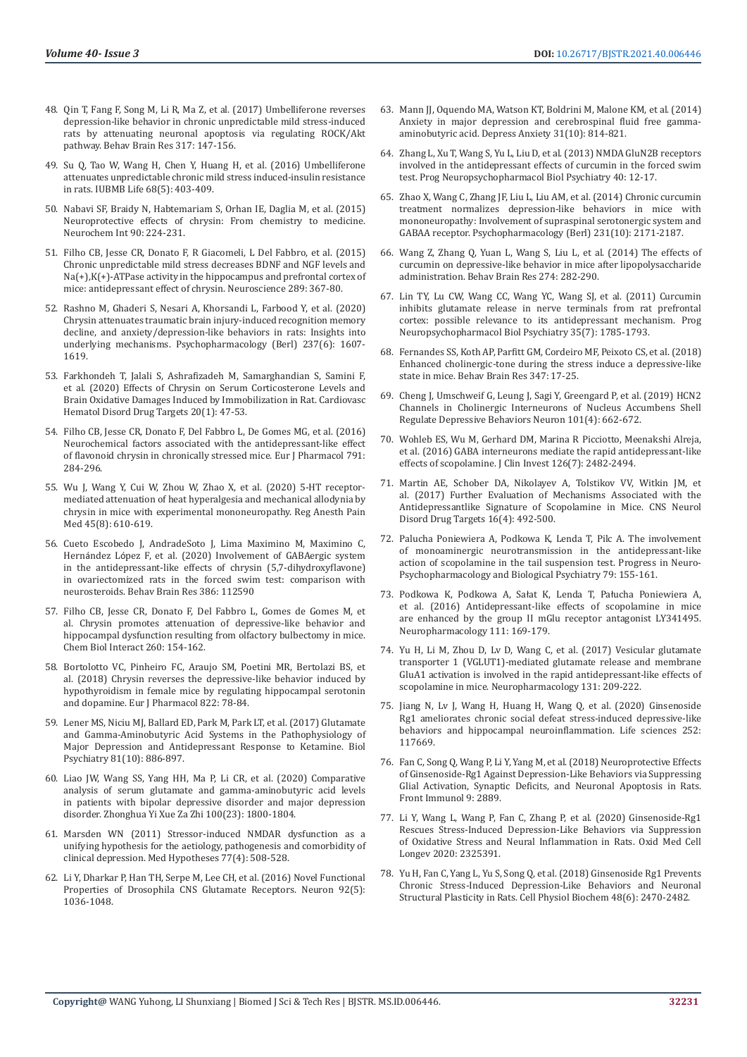48. Qin T, Fang F, Song M, Li R, Ma Z, et al. (2017) Umbelliferone reverses depression-like behavior in chronic unpredictable mild stress-induced rats by attenuating neuronal apoptosis via regulating ROCK/Akt pathway. Behav Brain Res 317: 147-156.

49. Su Q, Tao W, Wang H, Chen Y, Huang H, et al. (2016) Umbelliferone attenuates unpredictable chronic mild stress induced-insulin resistance in rats. IUBMB Life 68(5): 403-409.

50. Nabavi SF, Braidy N, Habtemariam S, Orhan IE, Daglia M, et al. (2015) Neuroprotective effects of chrysin: From chemistry to medicine. Neurochem Int 90: 224-231.

51. Filho CB, Jesse CR, Donato F, R Giacomeli, L Del Fabbro, et al. (2015) Chronic unpredictable mild stress decreases BDNF and NGF levels and Na(+),K(+)-ATPase activity in the hippocampus and prefrontal cortex of mice: antidepressant effect of chrysin. Neuroscience 289: 367-80.

52. Rashno M, Ghaderi S, Nesari A, Khorsandi L, Farbood Y, et al. (2020) Chrysin attenuates traumatic brain injury-induced recognition memory decline, and anxiety/depression-like behaviors in rats: Insights into underlying mechanisms. Psychopharmacology (Berl) 237(6): 1607-1619.

53. Farkhondeh T, Jalali S, Ashrafizadeh M, Samarghandian S, Samini F, et al. (2020) Effects of Chrysin on Serum Corticosterone Levels and Brain Oxidative Damages Induced by Immobilization in Rat. Cardiovasc Hematol Disord Drug Targets 20(1): 47-53.

54. Filho CB, Jesse CR, Donato F, Del Fabbro L, De Gomes MG, et al. (2016) Neurochemical factors associated with the antidepressant-like effect of flavonoid chrysin in chronically stressed mice. Eur J Pharmacol 791: 284-296.

55. Wu J, Wang Y, Cui W, Zhou W, Zhao X, et al. (2020) 5-HT receptor-mediated attenuation of heat hyperalgesia and mechanical allodynia by chrysin in mice with experimental mononeuropathy. Reg Anesth Pain Med 45(8): 610-619.

56. Cueto Escobedo J, AndradeSoto J, Lima Maximino M, Maximino C, Hernández López F, et al. (2020) Involvement of GABAergic system in the antidepressant-like effects of chrysin (5,7-dihydroxyflavone) in ovariectomized rats in the forced swim test: comparison with neurosteroids. Behav Brain Res 386: 112590

57. Filho CB, Jesse CR, Donato F, Del Fabbro L, Gomes de Gomes M, et al. Chrysin promotes attenuation of depressive-like behavior and hippocampal dysfunction resulting from olfactory bulbectomy in mice. Chem Biol Interact 260: 154-162.

58. Bortolotto VC, Pinheiro FC, Araujo SM, Poetini MR, Bertolazi BS, et al. (2018) Chrysin reverses the depressive-like behavior induced by hypothyroidism in female mice by regulating hippocampal serotonin and dopamine. Eur J Pharmacol 822: 78-84.

59. Lener MS, Niciu MJ, Ballard ED, Park M, Park LT, et al. (2017) Glutamate and Gamma-Aminobutyric Acid Systems in the Pathophysiology of Major Depression and Antidepressant Response to Ketamine. Biol Psychiatry 81(10): 886-897.

60. Liao JW, Wang SS, Yang HH, Ma P, Li CR, et al. (2020) Comparative analysis of serum glutamate and gamma-aminobutyric acid levels in patients with bipolar depressive disorder and major depression disorder. Zhonghua Yi Xue Za Zhi 100(23): 1800-1804.

61. Marsden WN (2011) Stressor-induced NMDAR dysfunction as a unifying hypothesis for the aetiology, pathogenesis and comorbidity of clinical depression. Med Hypotheses 77(4): 508-528.

62. Li Y, Dharkar P, Han TH, Serpe M, Lee CH, et al. (2016) Novel Functional Properties of Drosophila CNS Glutamate Receptors. Neuron 92(5): 1036-1048.

63. Mann JJ, Oquendo MA, Watson KT, Boldrini M, Malone KM, et al. (2014) Anxiety in major depression and cerebrospinal fluid free gamma-aminobutyric acid. Depress Anxiety 31(10): 814-821.

64. Zhang L, Xu T, Wang S, Yu L, Liu D, et al. (2013) NMDA GluN2B receptors involved in the antidepressant effects of curcumin in the forced swim test. Prog Neuropsychopharmacol Biol Psychiatry 40: 12-17.

65. Zhao X, Wang C, Zhang JF, Liu L, Liu AM, et al. (2014) Chronic curcumin treatment normalizes depression-like behaviors in mice with mononeuropathy: Involvement of supraspinal serotonergic system and GABAA receptor. Psychopharmacology (Berl) 231(10): 2171-2187.

66. Wang Z, Zhang Q, Yuan L, Wang S, Liu L, et al. (2014) The effects of curcumin on depressive-like behavior in mice after lipopolysaccharide administration. Behav Brain Res 274: 282-290.

67. Lin TY, Lu CW, Wang CC, Wang YC, Wang SJ, et al. (2011) Curcumin inhibits glutamate release in nerve terminals from rat prefrontal cortex: possible relevance to its antidepressant mechanism. Prog Neuropsychopharmacol Biol Psychiatry 35(7): 1785-1793.

68. Fernandes SS, Koth AP, Parfitt GM, Cordeiro MF, Peixoto CS, et al. (2018) Enhanced cholinergic-tone during the stress induce a depressive-like state in mice. Behav Brain Res 347: 17-25.

69. Cheng J, Umschweif G, Leung J, Sagi Y, Greengard P, et al. (2019) HCN2 Channels in Cholinergic Interneurons of Nucleus Accumbens Shell Regulate Depressive Behaviors Neuron 101(4): 662-672.

70. Wohleb ES, Wu M, Gerhard DM, Marina R Picciotto, Meenakshi Alreja, et al. (2016) GABA interneurons mediate the rapid antidepressant-like effects of scopolamine. J Clin Invest 126(7): 2482-2494.

71. Martin AE, Schober DA, Nikolayev A, Tolstikov VV, Witkin JM, et al. (2017) Further Evaluation of Mechanisms Associated with the Antidepressantlike Signature of Scopolamine in Mice. CNS Neurol Disord Drug Targets 16(4): 492-500.

72. Palucha Poniewiera A, Podkowa K, Lenda T, Pilc A. The involvement of monoaminergic neurotransmission in the antidepressant-like action of scopolamine in the tail suspension test. Progress in Neuro-Psychopharmacology and Biological Psychiatry 79: 155-161.

73. Podkowa K, Podkowa A, Sałat K, Lenda T, Pałucha Poniewiera A, et al. (2016) Antidepressant-like effects of scopolamine in mice are enhanced by the group II mGlu receptor antagonist LY341495. Neuropharmacology 111: 169-179.

74. Yu H, Li M, Zhou D, Lv D, Wang C, et al. (2017) Vesicular glutamate transporter 1 (VGLUT1)-mediated glutamate release and membrane GluA1 activation is involved in the rapid antidepressant-like effects of scopolamine in mice. Neuropharmacology 131: 209-222.

75. Jiang N, Lv J, Wang H, Huang H, Wang Q, et al. (2020) Ginsenoside Rg1 ameliorates chronic social defeat stress-induced depressive-like behaviors and hippocampal neuroinflammation. Life sciences 252: 117669.

76. Fan C, Song Q, Wang P, Li Y, Yang M, et al. (2018) Neuroprotective Effects of Ginsenoside-Rg1 Against Depression-Like Behaviors via Suppressing Glial Activation, Synaptic Deficits, and Neuronal Apoptosis in Rats. Front Immunol 9: 2889.

77. Li Y, Wang L, Wang P, Fan C, Zhang P, et al. (2020) Ginsenoside-Rg1 Rescues Stress-Induced Depression-Like Behaviors via Suppression of Oxidative Stress and Neural Inflammation in Rats. Oxid Med Cell Longev 2020: 2325391.

78. Yu H, Fan C, Yang L, Yu S, Song Q, et al. (2018) Ginsenoside Rg1 Prevents Chronic Stress-Induced Depression-Like Behaviors and Neuronal Structural Plasticity in Rats. Cell Physiol Biochem 48(6): 2470-2482.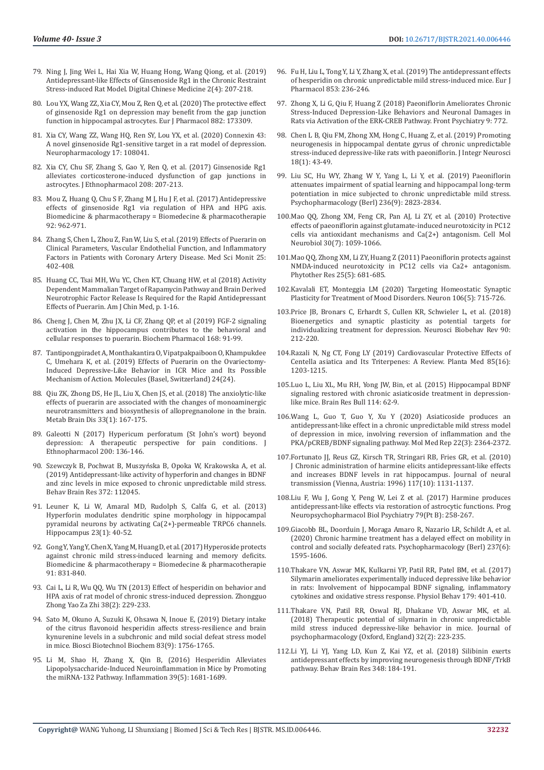79. Ning J, Jing Wei L, Hai Xia W, Huang Hong, Wang Qiong, et al. (2019) Antidepressant-like Effects of Ginsenoside Rg1 in the Chronic Restraint Stress-induced Rat Model. Digital Chinese Medicine 2(4): 207-218.

80. Lou YX, Wang ZZ, Xia CY, Mou Z, Ren Q, et al. (2020) The protective effect of ginsenoside Rg1 on depression may benefit from the gap junction function in hippocampal astrocytes. Eur J Pharmacol 882: 173309.

81. Xia CY, Wang ZZ, Wang HQ, Ren SY, Lou YX, et al. (2020) Connexin 43: A novel ginsenoside Rg1-sensitive target in a rat model of depression. Neuropharmacology 17: 108041.

82. Xia CY, Chu SF, Zhang S, Gao Y, Ren Q, et al. (2017) Ginsenoside Rg1 alleviates corticosterone-induced dysfunction of gap junctions in astrocytes. J Ethnopharmacol 208: 207-213.

83. Mou Z, Huang Q, Chu S F, Zhang M J, Hu J F, et al. (2017) Antidepressive effects of ginsenoside Rg1 via regulation of HPA and HPG axis. Biomedicine & pharmacotherapy = Biomedecine & pharmacotherapie 92: 962-971.

84. Zhang S, Chen L, Zhou Z, Fan W, Liu S, et al. (2019) Effects of Puerarin on Clinical Parameters, Vascular Endothelial Function, and Inflammatory Factors in Patients with Coronary Artery Disease. Med Sci Monit 25: 402-408.

85. Huang CC, Tsai MH, Wu YC, Chen KT, Chuang HW, et al (2018) Activity Dependent Mammalian Target of Rapamycin Pathway and Brain Derived Neurotrophic Factor Release Is Required for the Rapid Antidepressant Effects of Puerarin. Am J Chin Med, p. 1-16.

86. Cheng J, Chen M, Zhu JX, Li CF, Zhang QP, et al (2019) FGF-2 signaling activation in the hippocampus contributes to the behavioral and cellular responses to puerarin. Biochem Pharmacol 168: 91-99.

87. Tantipongpiradet A, Monthakantira O, Vipatpakpaiboon O, Khampukdee C, Umehara K, et al. (2019) Effects of Puerarin on the Ovariectomy-Induced Depressive-Like Behavior in ICR Mice and Its Possible Mechanism of Action. Molecules (Basel, Switzerland) 24(24).

88. Qiu ZK, Zhong DS, He JL, Liu X, Chen JS, et al. (2018) The anxiolytic-like effects of puerarin are associated with the changes of monoaminergic neurotransmitters and biosynthesis of allopregnanolone in the brain. Metab Brain Dis 33(1): 167-175.

89. Galeotti N (2017) Hypericum perforatum (St John's wort) beyond depression: A therapeutic perspective for pain conditions. J Ethnopharmacol 200: 136-146.

90. Szewczyk B, Pochwat B, Muszyńska B, Opoka W, Krakowska A, et al. (2019) Antidepressant-like activity of hyperforin and changes in BDNF and zinc levels in mice exposed to chronic unpredictable mild stress. Behav Brain Res 372: 112045.

91. Leuner K, Li W, Amaral MD, Rudolph S, Calfa G, et al. (2013) Hyperforin modulates dendritic spine morphology in hippocampal pyramidal neurons by activating Ca(2+)-permeable TRPC6 channels. Hippocampus 23(1): 40-52.

92. Gong Y, Yang Y, Chen X, Yang M, Huang D, et al. (2017) Hyperoside protects against chronic mild stress-induced learning and memory deficits. Biomedicine & pharmacotherapy = Biomedecine & pharmacotherapie 91: 831-840.

93. Cai L, Li R, Wu QQ, Wu TN (2013) Effect of hesperidin on behavior and HPA axis of rat model of chronic stress-induced depression. Zhongguo Zhong Yao Za Zhi 38(2): 229-233.

94. Sato M, Okuno A, Suzuki K, Ohsawa N, Inoue E, (2019) Dietary intake of the citrus flavonoid hesperidin affects stress-resilience and brain kynurenine levels in a subchronic and mild social defeat stress model in mice. Biosci Biotechnol Biochem 83(9): 1756-1765.

95. Li M, Shao H, Zhang X, Qin B, (2016) Hesperidin Alleviates Lipopolysaccharide-Induced Neuroinflammation in Mice by Promoting the miRNA-132 Pathway. Inflammation 39(5): 1681-1689.

96. Fu H, Liu L, Tong Y, Li Y, Zhang X, et al. (2019) The antidepressant effects of hesperidin on chronic unpredictable mild stress-induced mice. Eur J Pharmacol 853: 236-246.

97. Zhong X, Li G, Qiu F, Huang Z (2018) Paeoniflorin Ameliorates Chronic Stress-Induced Depression-Like Behaviors and Neuronal Damages in Rats via Activation of the ERK-CREB Pathway. Front Psychiatry 9: 772.

98. Chen L B, Qiu FM, Zhong XM, Hong C, Huang Z, et al. (2019) Promoting neurogenesis in hippocampal dentate gyrus of chronic unpredictable stress-induced depressive-like rats with paeoniflorin. J Integr Neurosci 18(1): 43-49.

99. Liu SC, Hu WY, Zhang W Y, Yang L, Li Y, et al. (2019) Paeoniflorin attenuates impairment of spatial learning and hippocampal long-term potentiation in mice subjected to chronic unpredictable mild stress. Psychopharmacology (Berl) 236(9): 2823-2834.

100. Mao QQ, Zhong XM, Feng CR, Pan AJ, Li ZY, et al. (2010) Protective effects of paeoniflorin against glutamate-induced neurotoxicity in PC12 cells via antioxidant mechanisms and Ca(2+) antagonism. Cell Mol Neurobiol 30(7): 1059-1066.

101. Mao QQ, Zhong XM, Li ZY, Huang Z (2011) Paeoniflorin protects against NMDA-induced neurotoxicity in PC12 cells via Ca2+ antagonism. Phytother Res 25(5): 681-685.

102. Kavalali ET, Monteggia LM (2020) Targeting Homeostatic Synaptic Plasticity for Treatment of Mood Disorders. Neuron 106(5): 715-726.

103. Price JB, Bronars C, Erhardt S, Cullen KR, Schwieler L, et al. (2018) Bioenergetics and synaptic plasticity as potential targets for individualizing treatment for depression. Neurosci Biobehav Rev 90: 212-220.

104. Razali N, Ng CT, Fong LY (2019) Cardiovascular Protective Effects of Centella asiatica and Its Triterpenes: A Review. Planta Med 85(16): 1203-1215.

105. Luo L, Liu XL, Mu RH, Yong JW, Bin, et al. (2015) Hippocampal BDNF signaling restored with chronic asiaticoside treatment in depression-like mice. Brain Res Bull 114: 62-9.

106. Wang L, Guo T, Guo Y, Xu Y (2020) Asiaticoside produces an antidepressant-like effect in a chronic unpredictable mild stress model of depression in mice, involving reversion of inflammation and the PKA/pCREB/BDNF signaling pathway. Mol Med Rep 22(3): 2364-2372.

107. Fortunato JJ, Reus GZ, Kirsch TR, Stringari RB, Fries GR, et al. (2010) J Chronic administration of harmine elicits antidepressant-like effects and increases BDNF levels in rat hippocampus. Journal of neural transmission (Vienna, Austria: 1996) 117(10): 1131-1137.

108. Liu F, Wu J, Gong Y, Peng W, Lei Z et al. (2017) Harmine produces antidepressant-like effects via restoration of astrocytic functions. Prog Neuropsychopharmacol Biol Psychiatry 79(Pt B): 258-267.

109. Giacobb BL, Doorduin J, Moraga Amaro R, Nazario LR, Schildt A, et al. (2020) Chronic harmine treatment has a delayed effect on mobility in control and socially defeated rats. Psychopharmacology (Berl) 237(6): 1595-1606.

110. Thakare VN, Aswar MK, Kulkarni YP, Patil RR, Patel BM, et al. (2017) Silymarin ameliorates experimentally induced depressive like behavior in rats: Involvement of hippocampal BDNF signaling, inflammatory cytokines and oxidative stress response. Physiol Behav 179: 401-410.

111. Thakare VN, Patil RR, Oswal RJ, Dhakane VD, Aswar MK, et al. (2018) Therapeutic potential of silymarin in chronic unpredictable mild stress induced depressive-like behavior in mice. Journal of psychopharmacology (Oxford, England) 32(2): 223-235.

112. Li YJ, Li YJ, Yang LD, Kun Z, Kai YZ, et al. (2018) Silibinin exerts antidepressant effects by improving neurogenesis through BDNF/TrkB pathway. Behav Brain Res 348: 184-191.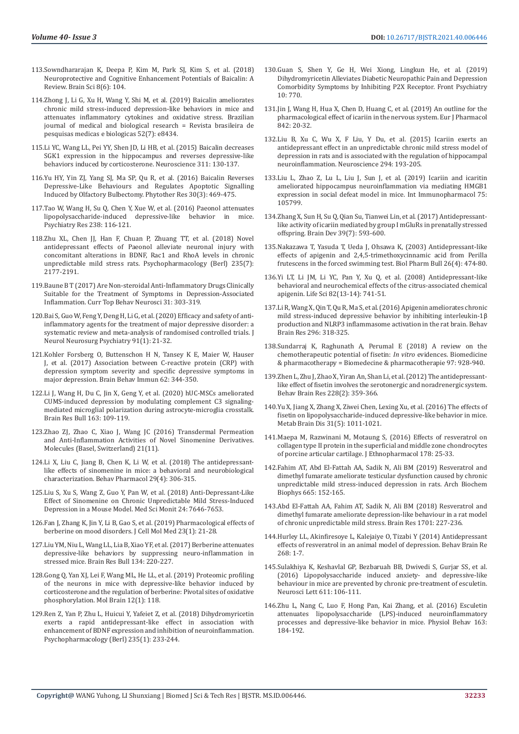113. Sowndhararajan K, Deepa P, Kim M, Park SJ, Kim S, et al. (2018) Neuroprotective and Cognitive Enhancement Potentials of Baicalin: A Review. Brain Sci 8(6): 104.

114. Zhong J, Li G, Xu H, Wang Y, Shi M, et al. (2019) Baicalin ameliorates chronic mild stress-induced depression-like behaviors in mice and attenuates inflammatory cytokines and oxidative stress. Brazilian journal of medical and biological research = Revista brasileira de pesquisas medicas e biologicas 52(7): e8434.

115. Li YC, Wang LL, Pei YY, Shen JD, Li HB, et al. (2015) Baicalin decreases SGK1 expression in the hippocampus and reverses depressive-like behaviors induced by corticosterone. Neuroscience 311: 130-137.

116. Yu HY, Yin ZJ, Yang SJ, Ma SP, Qu R, et al. (2016) Baicalin Reverses Depressive-Like Behaviours and Regulates Apoptotic Signalling Induced by Olfactory Bulbectomy. Phytother Res 30(3): 469-475.

117. Tao W, Wang H, Su Q, Chen Y, Xue W, et al. (2016) Paeonol attenuates lipopolysaccharide-induced depressive-like behavior in mice. Psychiatry Res 238: 116-121.

118. Zhu XL, Chen JJ, Han F, Chuan P, Zhuang TT, et al. (2018) Novel antidepressant effects of Paeonol alleviate neuronal injury with concomitant alterations in BDNF, Rac1 and RhoA levels in chronic unpredictable mild stress rats. Psychopharmacology (Berl) 235(7): 2177-2191.

119. Baune B T (2017) Are Non-steroidal Anti-Inflammatory Drugs Clinically Suitable for the Treatment of Symptoms in Depression-Associated Inflammation. Curr Top Behav Neurosci 31: 303-319.

120. Bai S, Guo W, Feng Y, Deng H, Li G, et al. (2020) Efficacy and safety of anti-inflammatory agents for the treatment of major depressive disorder: a systematic review and meta-analysis of randomised controlled trials. J Neurol Neurosurg Psychiatry 91(1): 21-32.

121. Kohler Forsberg O, Buttenschon H N, Tansey K E, Maier W, Hauser J, et al. (2017) Association between C-reactive protein (CRP) with depression symptom severity and specific depressive symptoms in major depression. Brain Behav Immun 62: 344-350.

122. Li J, Wang H, Du C, Jin X, Geng Y, et al. (2020) hUC-MSCs ameliorated CUMS-induced depression by modulating complement C3 signaling-mediated microglial polarization during astrocyte-microglia crosstalk. Brain Res Bull 163: 109-119.

123. Zhao ZJ, Zhao C, Xiao J, Wang JC (2016) Transdermal Permeation and Anti-Inflammation Activities of Novel Sinomenine Derivatives. Molecules (Basel, Switzerland) 21(11).

124. Li X, Liu C, Jiang B, Chen K, Li W, et al. (2018) The antidepressant-like effects of sinomenine in mice: a behavioral and neurobiological characterization. Behav Pharmacol 29(4): 306-315.

125. Liu S, Xu S, Wang Z, Guo Y, Pan W, et al. (2018) Anti-Depressant-Like Effect of Sinomenine on Chronic Unpredictable Mild Stress-Induced Depression in a Mouse Model. Med Sci Monit 24: 7646-7653.

126. Fan J, Zhang K, Jin Y, Li B, Gao S, et al. (2019) Pharmacological effects of berberine on mood disorders. J Cell Mol Med 23(1): 21-28.

127. Liu YM, Niu L, Wang LL, Lia B, Xiao YF, et al. (2017) Berberine attenuates depressive-like behaviors by suppressing neuro-inflammation in stressed mice. Brain Res Bull 134: 220-227.

128. Gong Q, Yan XJ, Lei F, Wang ML, He LL, et al. (2019) Proteomic profiling of the neurons in mice with depressive-like behavior induced by corticosterone and the regulation of berberine: Pivotal sites of oxidative phosphorylation. Mol Brain 12(1): 118.

129. Ren Z, Yan P, Zhu L, Huicui Y, Yafeiet Z, et al. (2018) Dihydromyricetin exerts a rapid antidepressant-like effect in association with enhancement of BDNF expression and inhibition of neuroinflammation. Psychopharmacology (Berl) 235(1): 233-244.

130. Guan S, Shen Y, Ge H, Wei Xiong, Lingkun He, et al. (2019) Dihydromyricetin Alleviates Diabetic Neuropathic Pain and Depression Comorbidity Symptoms by Inhibiting P2X Receptor. Front Psychiatry 10: 770.

131. Jin J, Wang H, Hua X, Chen D, Huang C, et al. (2019) An outline for the pharmacological effect of icariin in the nervous system. Eur J Pharmacol 842: 20-32.

132. Liu B, Xu C, Wu X, F Liu, Y Du, et al. (2015) Icariin exerts an antidepressant effect in an unpredictable chronic mild stress model of depression in rats and is associated with the regulation of hippocampal neuroinflammation. Neuroscience 294: 193-205.

133. Liu L, Zhao Z, Lu L, Liu J, Sun J, et al. (2019) Icariin and icaritin ameliorated hippocampus neuroinflammation via mediating HMGB1 expression in social defeat model in mice. Int Immunopharmacol 75: 105799.

134. Zhang X, Sun H, Su Q, Qian Su, Tianwei Lin, et al. (2017) Antidepressant-like activity of icariin mediated by group I mGluRs in prenatally stressed offspring. Brain Dev 39(7): 593-600.

135. Nakazawa T, Yasuda T, Ueda J, Ohsawa K, (2003) Antidepressant-like effects of apigenin and 2,4,5-trimethoxycinnamic acid from Perilla frutescens in the forced swimming test. Biol Pharm Bull 26(4): 474-80.

136. Yi LT, Li JM, Li YC, Pan Y, Xu Q, et al. (2008) Antidepressant-like behavioral and neurochemical effects of the citrus-associated chemical apigenin. Life Sci 82(13-14): 741-51.

137. Li R, Wang X, Qin T, Qu R, Ma S, et al. (2016) Apigenin ameliorates chronic mild stress-induced depressive behavior by inhibiting interleukin-1β production and NLRP3 inflammasome activation in the rat brain. Behav Brain Res 296: 318-325.

138. Sundarraj K, Raghunath A, Perumal E (2018) A review on the chemotherapeutic potential of fisetin: *In vitro* evidences. Biomedicine & pharmacotherapy = Biomedecine & pharmacotherapie 97: 928-940.

139. Zhen L, Zhu J, Zhao X, Yiran An, Shan Li, et al. (2012) The antidepressant-like effect of fisetin involves the serotonergic and noradrenergic system. Behav Brain Res 228(2): 359-366.

140. Yu X, Jiang X, Zhang X, Ziwei Chen, Lexing Xu, et al. (2016) The effects of fisetin on lipopolysaccharide-induced depressive-like behavior in mice. Metab Brain Dis 31(5): 1011-1021.

141. Maepa M, Razwinani M, Motaung S, (2016) Effects of resveratrol on collagen type II protein in the superficial and middle zone chondrocytes of porcine articular cartilage. J Ethnopharmacol 178: 25-33.

142. Fahim AT, Abd El-Fattah AA, Sadik N, Ali BM (2019) Resveratrol and dimethyl fumarate ameliorate testicular dysfunction caused by chronic unpredictable mild stress-induced depression in rats. Arch Biochem Biophys 665: 152-165.

143. Abd El-Fattah AA, Fahim AT, Sadik N, Ali BM (2018) Resveratrol and dimethyl fumarate ameliorate depression-like behaviour in a rat model of chronic unpredictable mild stress. Brain Res 1701: 227-236.

144. Hurley LL, Akinfiresoye L, Kalejaiye O, Tizabi Y (2014) Antidepressant effects of resveratrol in an animal model of depression. Behav Brain Re 268: 1-7.

145. Sulakhiya K, Keshavlal GP, Bezbaruah BB, Dwivedi S, Gurjar SS, et al. (2016) Lipopolysaccharide induced anxiety- and depressive-like behaviour in mice are prevented by chronic pre-treatment of esculetin. Neurosci Lett 611: 106-111.

146. Zhu L, Nang C, Luo F, Hong Pan, Kai Zhang, et al. (2016) Esculetin attenuates lipopolysaccharide (LPS)-induced neuroinflammatory processes and depressive-like behavior in mice. Physiol Behav 163: 184-192.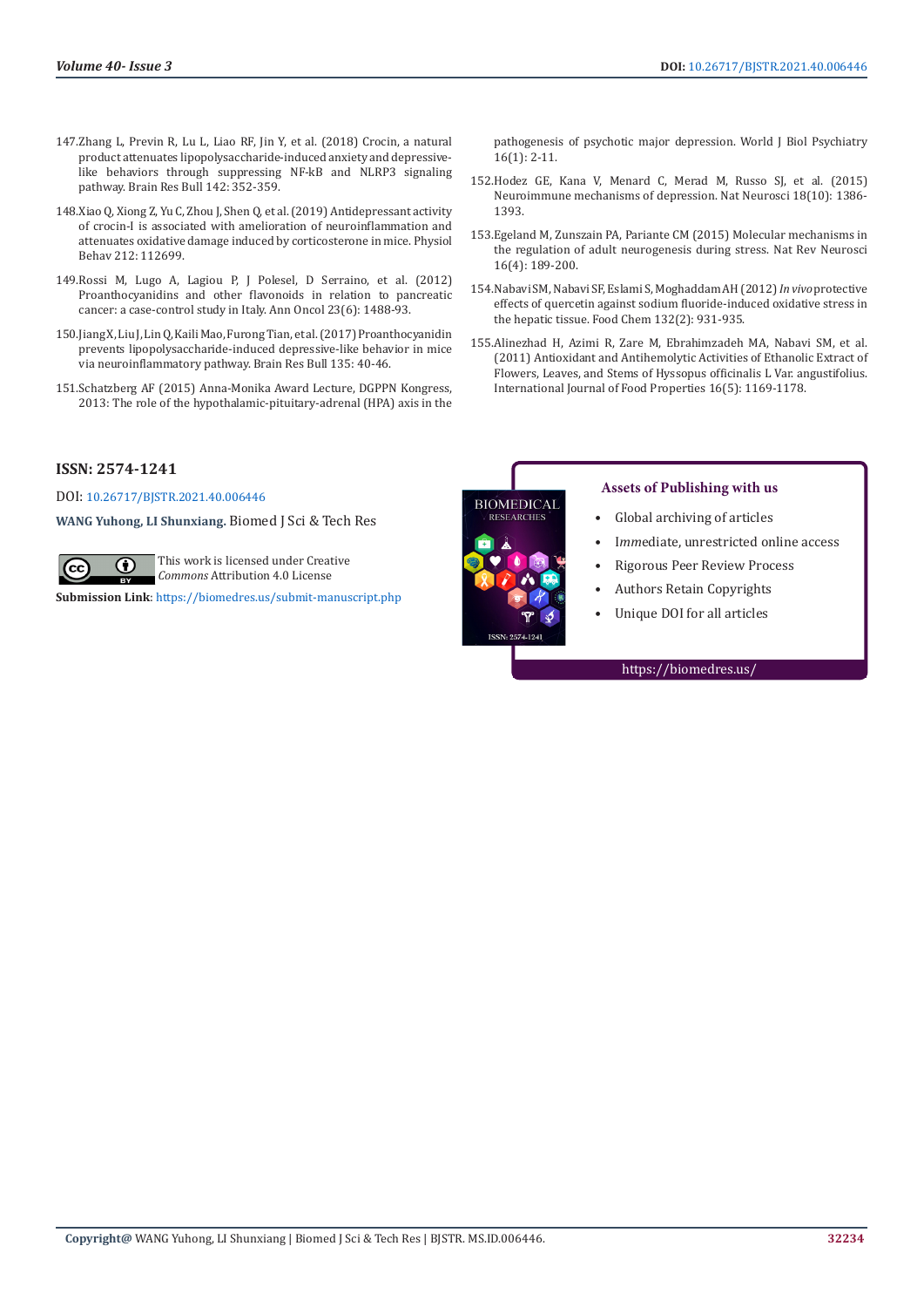147. Zhang L, Previn R, Lu L, Liao RF, Jin Y, et al. (2018) Crocin, a natural product attenuates lipopolysaccharide-induced anxiety and depressive-like behaviors through suppressing NF-kB and NLRP3 signaling pathway. Brain Res Bull 142: 352-359.

148. Xiao Q, Xiong Z, Yu C, Zhou J, Shen Q, et al. (2019) Antidepressant activity of crocin-I is associated with amelioration of neuroinflammation and attenuates oxidative damage induced by corticosterone in mice. Physiol Behav 212: 112699.

149. Rossi M, Lugo A, Lagiou P, J Polesel, D Serraino, et al. (2012) Proanthocyanidins and other flavonoids in relation to pancreatic cancer: a case-control study in Italy. Ann Oncol 23(6): 1488-93.

150. Jiang X, Liu J, Lin Q, Kaili Mao, Furong Tian, et al. (2017) Proanthocyanidin prevents lipopolysaccharide-induced depressive-like behavior in mice via neuroinflammatory pathway. Brain Res Bull 135: 40-46.

151. Schatzberg AF (2015) Anna-Monika Award Lecture, DGPPN Kongress, 2013: The role of the hypothalamic-pituitary-adrenal (HPA) axis in the pathogenesis of psychotic major depression. World J Biol Psychiatry 16(1): 2-11.

152. Hodez GE, Kana V, Menard C, Merad M, Russo SJ, et al. (2015) Neuroimmune mechanisms of depression. Nat Neurosci 18(10): 1386-1393.

153. Egeland M, Zunszain PA, Pariante CM (2015) Molecular mechanisms in the regulation of adult neurogenesis during stress. Nat Rev Neurosci 16(4): 189-200.

154. Nabavi SM, Nabavi SF, Eslami S, Moghaddam AH (2012) *In vivo* protective effects of quercetin against sodium fluoride-induced oxidative stress in the hepatic tissue. Food Chem 132(2): 931-935.

155. Alinezhad H, Azimi R, Zare M, Ebrahimzadeh MA, Nabavi SM, et al. (2011) Antioxidant and Antihemolytic Activities of Ethanolic Extract of Flowers, Leaves, and Stems of Hyssopus officinalis L Var. angustifolius. International Journal of Food Properties 16(5): 1169-1178.

**ISSN: 2574-1241**

DOI: 10.26717/BJSTR.2021.40.006446

**WANG Yuhong, LI Shunxiang.** Biomed J Sci & Tech Res

This work is licensed under Creative *Commons* Attribution 4.0 License

**Submission Link**: https://biomedres.us/submit-manuscript.php

BIOMEDICAL RESEARCHES

ISSN: 2574-1241

**Assets of Publishing with us**

- Global archiving of articles
- Immediate, unrestricted online access
- Rigorous Peer Review Process
- Authors Retain Copyrights
- Unique DOI for all articles

https://biomedres.us/